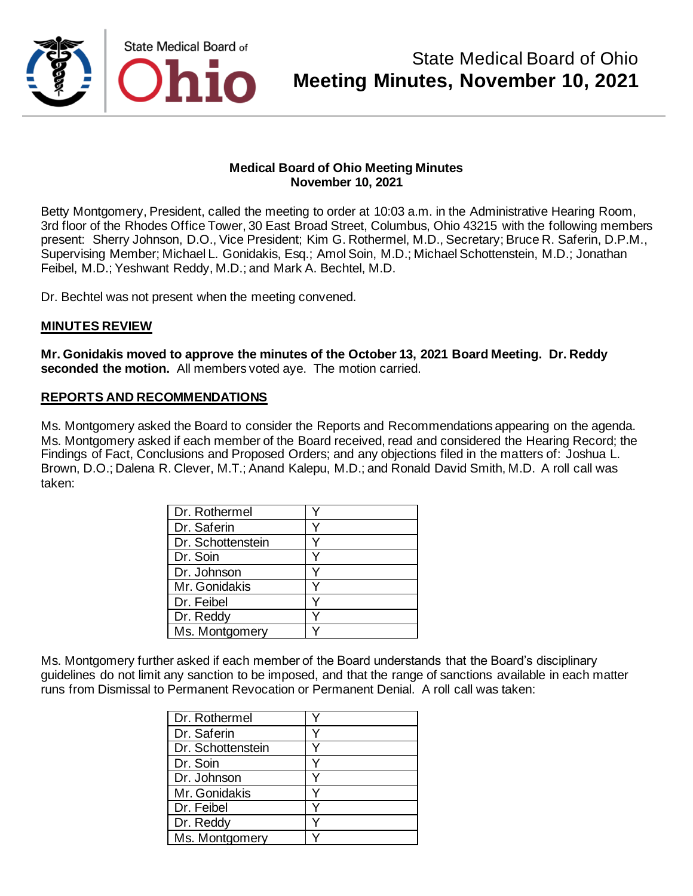# State Medical Board of Ohio
# Meeting Minutes, November 10, 2021

**Medical Board of Ohio Meeting Minutes**
**November 10, 2021**

Betty Montgomery, President, called the meeting to order at 10:03 a.m. in the Administrative Hearing Room, 3rd floor of the Rhodes Office Tower, 30 East Broad Street, Columbus, Ohio 43215 with the following members present: Sherry Johnson, D.O., Vice President; Kim G. Rothermel, M.D., Secretary; Bruce R. Saferin, D.P.M., Supervising Member; Michael L. Gonidakis, Esq.; Amol Soin, M.D.; Michael Schottenstein, M.D.; Jonathan Feibel, M.D.; Yeshwant Reddy, M.D.; and Mark A. Bechtel, M.D.

Dr. Bechtel was not present when the meeting convened.

## MINUTES REVIEW

**Mr. Gonidakis moved to approve the minutes of the October 13, 2021 Board Meeting. Dr. Reddy seconded the motion.** All members voted aye. The motion carried.

## REPORTS AND RECOMMENDATIONS

Ms. Montgomery asked the Board to consider the Reports and Recommendations appearing on the agenda. Ms. Montgomery asked if each member of the Board received, read and considered the Hearing Record; the Findings of Fact, Conclusions and Proposed Orders; and any objections filed in the matters of: Joshua L. Brown, D.O.; Dalena R. Clever, M.T.; Anand Kalepu, M.D.; and Ronald David Smith, M.D. A roll call was taken:

| | |
|---|---|
| Dr. Rothermel | Y |
| Dr. Saferin | Y |
| Dr. Schottenstein | Y |
| Dr. Soin | Y |
| Dr. Johnson | Y |
| Mr. Gonidakis | Y |
| Dr. Feibel | Y |
| Dr. Reddy | Y |
| Ms. Montgomery | Y |

Ms. Montgomery further asked if each member of the Board understands that the Board's disciplinary guidelines do not limit any sanction to be imposed, and that the range of sanctions available in each matter runs from Dismissal to Permanent Revocation or Permanent Denial. A roll call was taken:

| | |
|---|---|
| Dr. Rothermel | Y |
| Dr. Saferin | Y |
| Dr. Schottenstein | Y |
| Dr. Soin | Y |
| Dr. Johnson | Y |
| Mr. Gonidakis | Y |
| Dr. Feibel | Y |
| Dr. Reddy | Y |
| Ms. Montgomery | Y |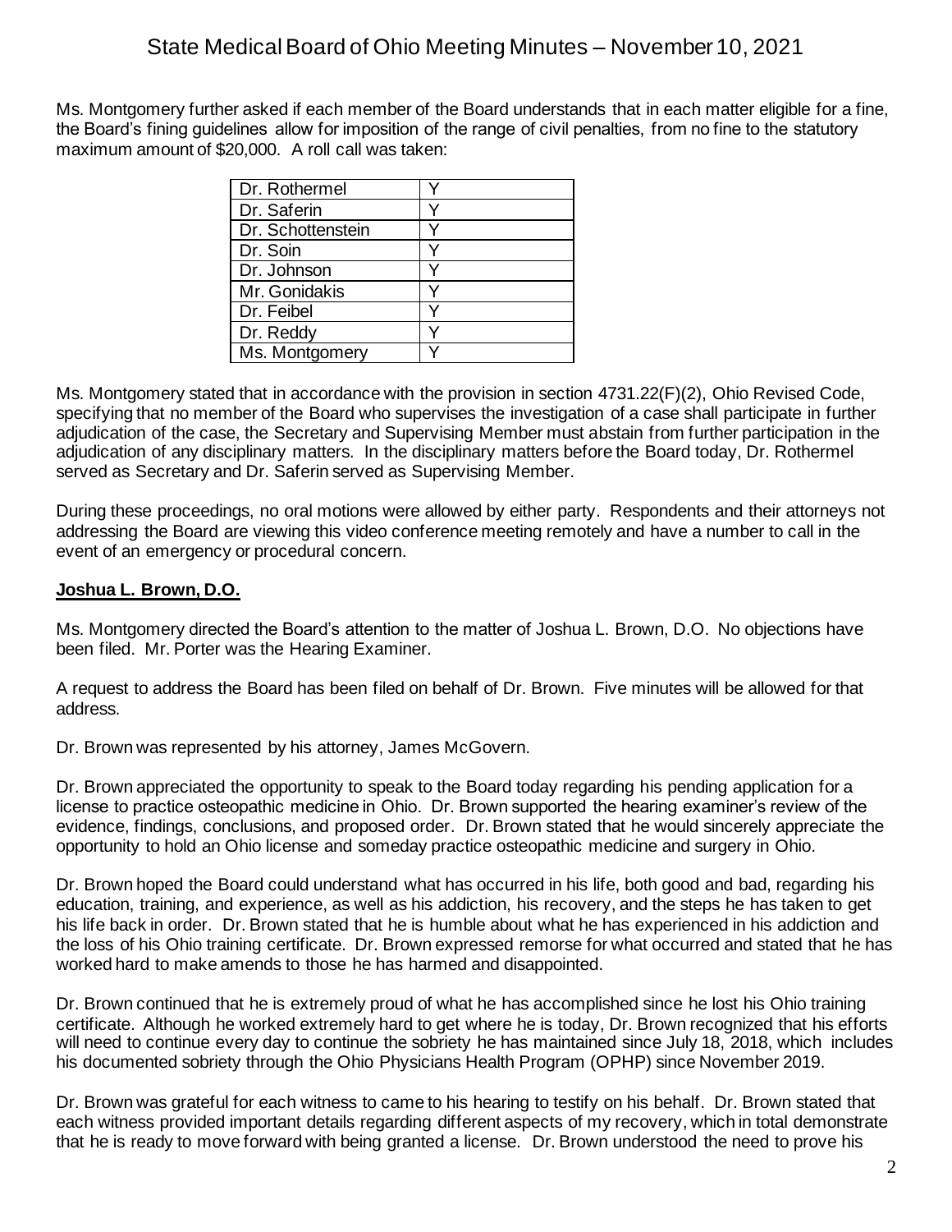Ms. Montgomery further asked if each member of the Board understands that in each matter eligible for a fine, the Board's fining guidelines allow for imposition of the range of civil penalties, from no fine to the statutory maximum amount of $20,000. A roll call was taken:

| | |
|---|---|
| Dr. Rothermel | Y |
| Dr. Saferin | Y |
| Dr. Schottenstein | Y |
| Dr. Soin | Y |
| Dr. Johnson | Y |
| Mr. Gonidakis | Y |
| Dr. Feibel | Y |
| Dr. Reddy | Y |
| Ms. Montgomery | Y |

Ms. Montgomery stated that in accordance with the provision in section 4731.22(F)(2), Ohio Revised Code, specifying that no member of the Board who supervises the investigation of a case shall participate in further adjudication of the case, the Secretary and Supervising Member must abstain from further participation in the adjudication of any disciplinary matters. In the disciplinary matters before the Board today, Dr. Rothermel served as Secretary and Dr. Saferin served as Supervising Member.

During these proceedings, no oral motions were allowed by either party. Respondents and their attorneys not addressing the Board are viewing this video conference meeting remotely and have a number to call in the event of an emergency or procedural concern.

**Joshua L. Brown, D.O.**

Ms. Montgomery directed the Board's attention to the matter of Joshua L. Brown, D.O. No objections have been filed. Mr. Porter was the Hearing Examiner.

A request to address the Board has been filed on behalf of Dr. Brown. Five minutes will be allowed for that address.

Dr. Brown was represented by his attorney, James McGovern.

Dr. Brown appreciated the opportunity to speak to the Board today regarding his pending application for a license to practice osteopathic medicine in Ohio. Dr. Brown supported the hearing examiner's review of the evidence, findings, conclusions, and proposed order. Dr. Brown stated that he would sincerely appreciate the opportunity to hold an Ohio license and someday practice osteopathic medicine and surgery in Ohio.

Dr. Brown hoped the Board could understand what has occurred in his life, both good and bad, regarding his education, training, and experience, as well as his addiction, his recovery, and the steps he has taken to get his life back in order. Dr. Brown stated that he is humble about what he has experienced in his addiction and the loss of his Ohio training certificate. Dr. Brown expressed remorse for what occurred and stated that he has worked hard to make amends to those he has harmed and disappointed.

Dr. Brown continued that he is extremely proud of what he has accomplished since he lost his Ohio training certificate. Although he worked extremely hard to get where he is today, Dr. Brown recognized that his efforts will need to continue every day to continue the sobriety he has maintained since July 18, 2018, which includes his documented sobriety through the Ohio Physicians Health Program (OPHP) since November 2019.

Dr. Brown was grateful for each witness to came to his hearing to testify on his behalf. Dr. Brown stated that each witness provided important details regarding different aspects of my recovery, which in total demonstrate that he is ready to move forward with being granted a license. Dr. Brown understood the need to prove his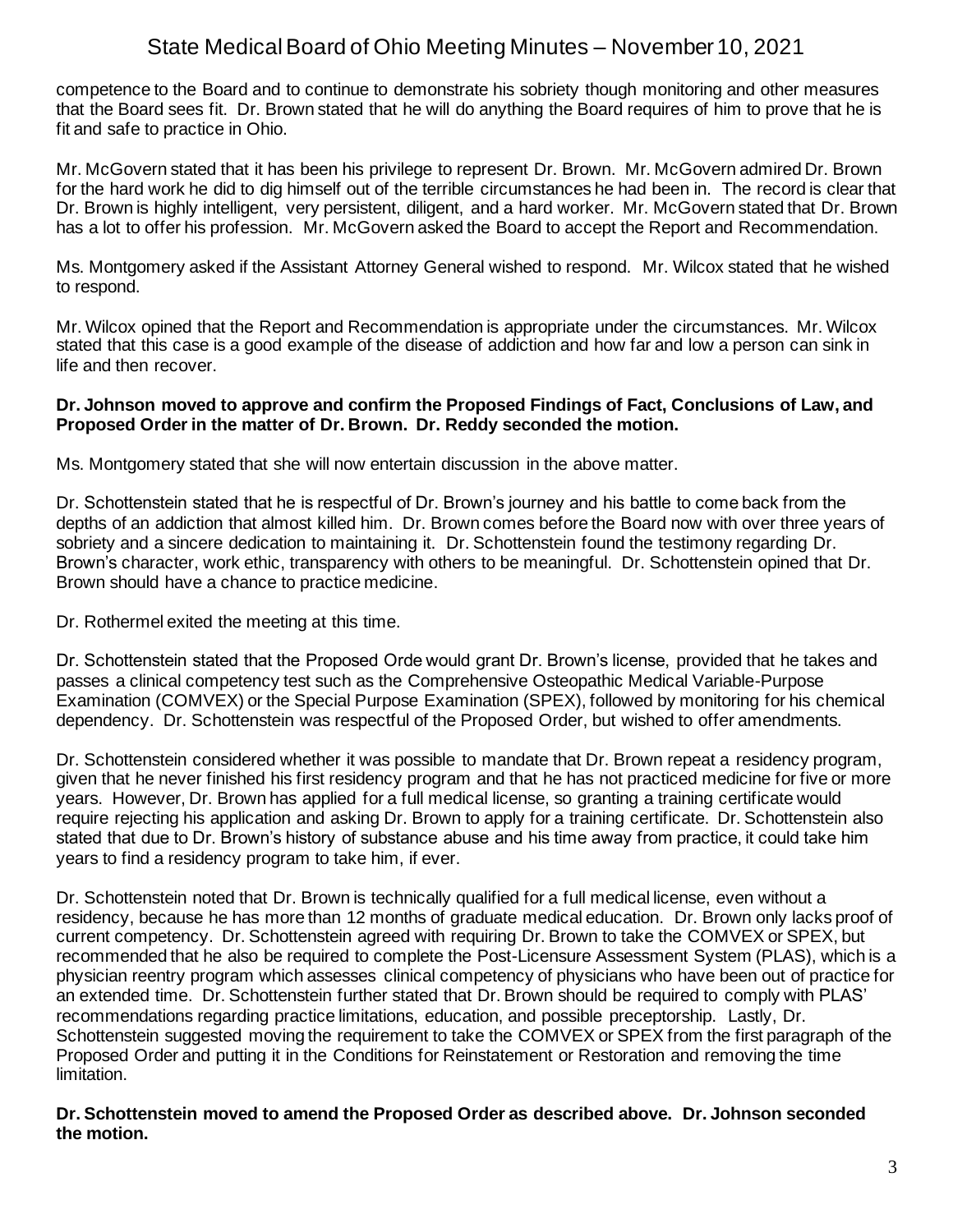competence to the Board and to continue to demonstrate his sobriety though monitoring and other measures that the Board sees fit. Dr. Brown stated that he will do anything the Board requires of him to prove that he is fit and safe to practice in Ohio.

Mr. McGovern stated that it has been his privilege to represent Dr. Brown. Mr. McGovern admired Dr. Brown for the hard work he did to dig himself out of the terrible circumstances he had been in. The record is clear that Dr. Brown is highly intelligent, very persistent, diligent, and a hard worker. Mr. McGovern stated that Dr. Brown has a lot to offer his profession. Mr. McGovern asked the Board to accept the Report and Recommendation.

Ms. Montgomery asked if the Assistant Attorney General wished to respond. Mr. Wilcox stated that he wished to respond.

Mr. Wilcox opined that the Report and Recommendation is appropriate under the circumstances. Mr. Wilcox stated that this case is a good example of the disease of addiction and how far and low a person can sink in life and then recover.

**Dr. Johnson moved to approve and confirm the Proposed Findings of Fact, Conclusions of Law, and Proposed Order in the matter of Dr. Brown. Dr. Reddy seconded the motion.**

Ms. Montgomery stated that she will now entertain discussion in the above matter.

Dr. Schottenstein stated that he is respectful of Dr. Brown's journey and his battle to come back from the depths of an addiction that almost killed him. Dr. Brown comes before the Board now with over three years of sobriety and a sincere dedication to maintaining it. Dr. Schottenstein found the testimony regarding Dr. Brown's character, work ethic, transparency with others to be meaningful. Dr. Schottenstein opined that Dr. Brown should have a chance to practice medicine.

Dr. Rothermel exited the meeting at this time.

Dr. Schottenstein stated that the Proposed Orde would grant Dr. Brown's license, provided that he takes and passes a clinical competency test such as the Comprehensive Osteopathic Medical Variable-Purpose Examination (COMVEX) or the Special Purpose Examination (SPEX), followed by monitoring for his chemical dependency. Dr. Schottenstein was respectful of the Proposed Order, but wished to offer amendments.

Dr. Schottenstein considered whether it was possible to mandate that Dr. Brown repeat a residency program, given that he never finished his first residency program and that he has not practiced medicine for five or more years. However, Dr. Brown has applied for a full medical license, so granting a training certificate would require rejecting his application and asking Dr. Brown to apply for a training certificate. Dr. Schottenstein also stated that due to Dr. Brown's history of substance abuse and his time away from practice, it could take him years to find a residency program to take him, if ever.

Dr. Schottenstein noted that Dr. Brown is technically qualified for a full medical license, even without a residency, because he has more than 12 months of graduate medical education. Dr. Brown only lacks proof of current competency. Dr. Schottenstein agreed with requiring Dr. Brown to take the COMVEX or SPEX, but recommended that he also be required to complete the Post-Licensure Assessment System (PLAS), which is a physician reentry program which assesses clinical competency of physicians who have been out of practice for an extended time. Dr. Schottenstein further stated that Dr. Brown should be required to comply with PLAS' recommendations regarding practice limitations, education, and possible preceptorship. Lastly, Dr. Schottenstein suggested moving the requirement to take the COMVEX or SPEX from the first paragraph of the Proposed Order and putting it in the Conditions for Reinstatement or Restoration and removing the time limitation.

**Dr. Schottenstein moved to amend the Proposed Order as described above. Dr. Johnson seconded the motion.**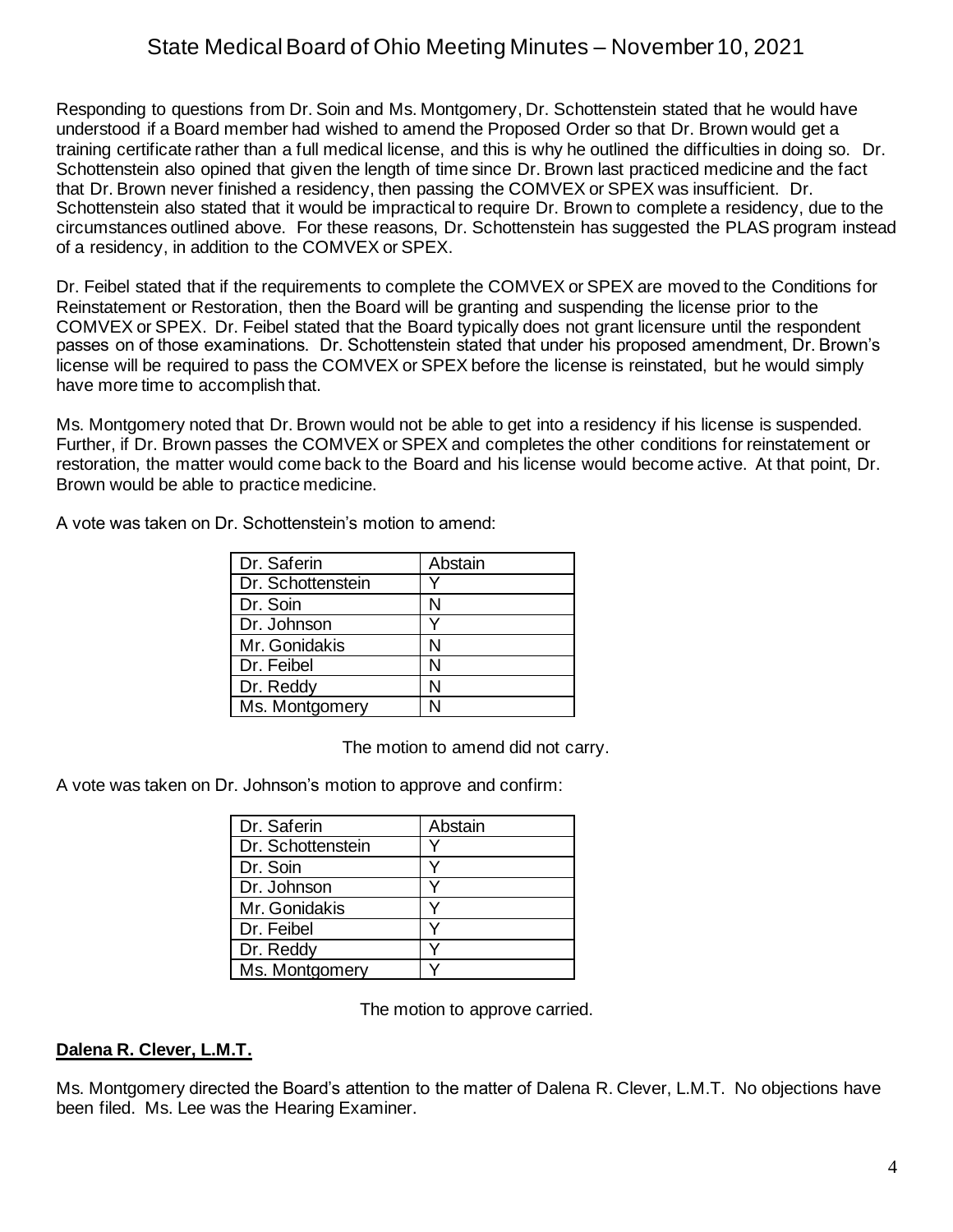Responding to questions from Dr. Soin and Ms. Montgomery, Dr. Schottenstein stated that he would have understood if a Board member had wished to amend the Proposed Order so that Dr. Brown would get a training certificate rather than a full medical license, and this is why he outlined the difficulties in doing so. Dr. Schottenstein also opined that given the length of time since Dr. Brown last practiced medicine and the fact that Dr. Brown never finished a residency, then passing the COMVEX or SPEX was insufficient. Dr. Schottenstein also stated that it would be impractical to require Dr. Brown to complete a residency, due to the circumstances outlined above. For these reasons, Dr. Schottenstein has suggested the PLAS program instead of a residency, in addition to the COMVEX or SPEX.

Dr. Feibel stated that if the requirements to complete the COMVEX or SPEX are moved to the Conditions for Reinstatement or Restoration, then the Board will be granting and suspending the license prior to the COMVEX or SPEX. Dr. Feibel stated that the Board typically does not grant licensure until the respondent passes on of those examinations. Dr. Schottenstein stated that under his proposed amendment, Dr. Brown's license will be required to pass the COMVEX or SPEX before the license is reinstated, but he would simply have more time to accomplish that.

Ms. Montgomery noted that Dr. Brown would not be able to get into a residency if his license is suspended. Further, if Dr. Brown passes the COMVEX or SPEX and completes the other conditions for reinstatement or restoration, the matter would come back to the Board and his license would become active. At that point, Dr. Brown would be able to practice medicine.

A vote was taken on Dr. Schottenstein's motion to amend:

| | |
|---|---|
| Dr. Saferin | Abstain |
| Dr. Schottenstein | Y |
| Dr. Soin | N |
| Dr. Johnson | Y |
| Mr. Gonidakis | N |
| Dr. Feibel | N |
| Dr. Reddy | N |
| Ms. Montgomery | N |

The motion to amend did not carry.

A vote was taken on Dr. Johnson's motion to approve and confirm:

| | |
|---|---|
| Dr. Saferin | Abstain |
| Dr. Schottenstein | Y |
| Dr. Soin | Y |
| Dr. Johnson | Y |
| Mr. Gonidakis | Y |
| Dr. Feibel | Y |
| Dr. Reddy | Y |
| Ms. Montgomery | Y |

The motion to approve carried.

**Dalena R. Clever, L.M.T.**

Ms. Montgomery directed the Board's attention to the matter of Dalena R. Clever, L.M.T. No objections have been filed. Ms. Lee was the Hearing Examiner.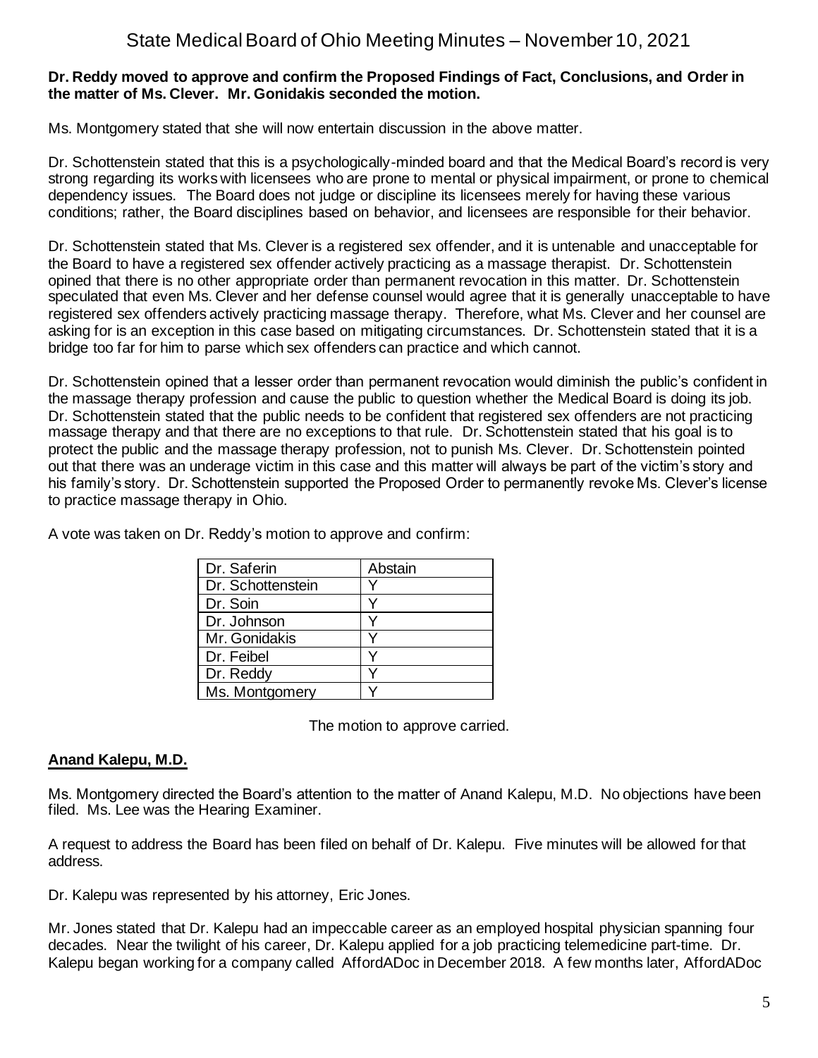**Dr. Reddy moved to approve and confirm the Proposed Findings of Fact, Conclusions, and Order in the matter of Ms. Clever. Mr. Gonidakis seconded the motion.**

Ms. Montgomery stated that she will now entertain discussion in the above matter.

Dr. Schottenstein stated that this is a psychologically-minded board and that the Medical Board's record is very strong regarding its works with licensees who are prone to mental or physical impairment, or prone to chemical dependency issues. The Board does not judge or discipline its licensees merely for having these various conditions; rather, the Board disciplines based on behavior, and licensees are responsible for their behavior.

Dr. Schottenstein stated that Ms. Clever is a registered sex offender, and it is untenable and unacceptable for the Board to have a registered sex offender actively practicing as a massage therapist. Dr. Schottenstein opined that there is no other appropriate order than permanent revocation in this matter. Dr. Schottenstein speculated that even Ms. Clever and her defense counsel would agree that it is generally unacceptable to have registered sex offenders actively practicing massage therapy. Therefore, what Ms. Clever and her counsel are asking for is an exception in this case based on mitigating circumstances. Dr. Schottenstein stated that it is a bridge too far for him to parse which sex offenders can practice and which cannot.

Dr. Schottenstein opined that a lesser order than permanent revocation would diminish the public's confident in the massage therapy profession and cause the public to question whether the Medical Board is doing its job. Dr. Schottenstein stated that the public needs to be confident that registered sex offenders are not practicing massage therapy and that there are no exceptions to that rule. Dr. Schottenstein stated that his goal is to protect the public and the massage therapy profession, not to punish Ms. Clever. Dr. Schottenstein pointed out that there was an underage victim in this case and this matter will always be part of the victim's story and his family's story. Dr. Schottenstein supported the Proposed Order to permanently revoke Ms. Clever's license to practice massage therapy in Ohio.

A vote was taken on Dr. Reddy's motion to approve and confirm:

| | |
|---|---|
| Dr. Saferin | Abstain |
| Dr. Schottenstein | Y |
| Dr. Soin | Y |
| Dr. Johnson | Y |
| Mr. Gonidakis | Y |
| Dr. Feibel | Y |
| Dr. Reddy | Y |
| Ms. Montgomery | Y |

The motion to approve carried.

## Anand Kalepu, M.D.

Ms. Montgomery directed the Board's attention to the matter of Anand Kalepu, M.D. No objections have been filed. Ms. Lee was the Hearing Examiner.

A request to address the Board has been filed on behalf of Dr. Kalepu. Five minutes will be allowed for that address.

Dr. Kalepu was represented by his attorney, Eric Jones.

Mr. Jones stated that Dr. Kalepu had an impeccable career as an employed hospital physician spanning four decades. Near the twilight of his career, Dr. Kalepu applied for a job practicing telemedicine part-time. Dr. Kalepu began working for a company called AffordADoc in December 2018. A few months later, AffordADoc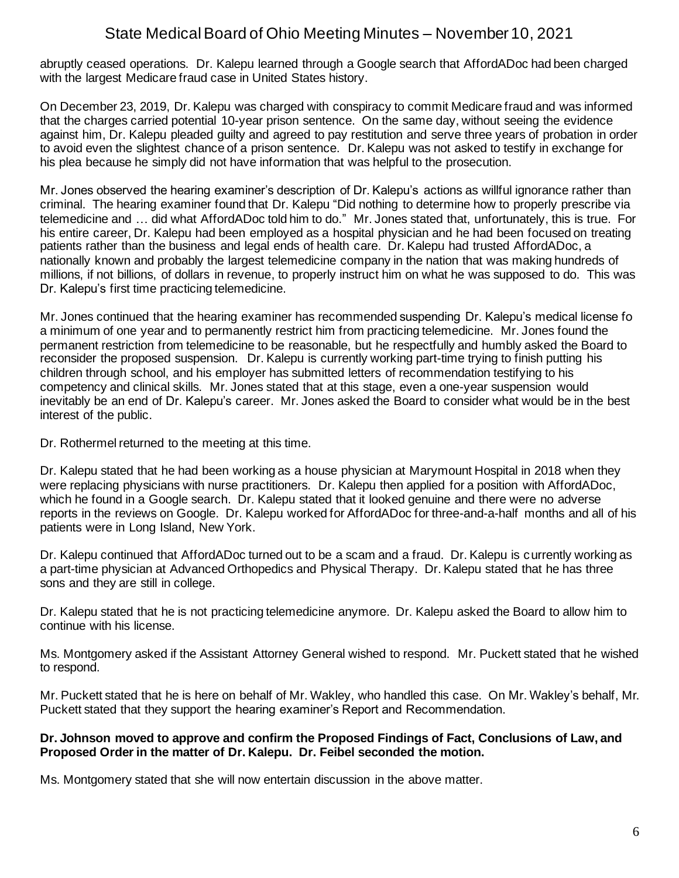abruptly ceased operations. Dr. Kalepu learned through a Google search that AffordADoc had been charged with the largest Medicare fraud case in United States history.

On December 23, 2019, Dr. Kalepu was charged with conspiracy to commit Medicare fraud and was informed that the charges carried potential 10-year prison sentence. On the same day, without seeing the evidence against him, Dr. Kalepu pleaded guilty and agreed to pay restitution and serve three years of probation in order to avoid even the slightest chance of a prison sentence. Dr. Kalepu was not asked to testify in exchange for his plea because he simply did not have information that was helpful to the prosecution.

Mr. Jones observed the hearing examiner's description of Dr. Kalepu's actions as willful ignorance rather than criminal. The hearing examiner found that Dr. Kalepu "Did nothing to determine how to properly prescribe via telemedicine and … did what AffordADoc told him to do." Mr. Jones stated that, unfortunately, this is true. For his entire career, Dr. Kalepu had been employed as a hospital physician and he had been focused on treating patients rather than the business and legal ends of health care. Dr. Kalepu had trusted AffordADoc, a nationally known and probably the largest telemedicine company in the nation that was making hundreds of millions, if not billions, of dollars in revenue, to properly instruct him on what he was supposed to do. This was Dr. Kalepu's first time practicing telemedicine.

Mr. Jones continued that the hearing examiner has recommended suspending Dr. Kalepu's medical license fo a minimum of one year and to permanently restrict him from practicing telemedicine. Mr. Jones found the permanent restriction from telemedicine to be reasonable, but he respectfully and humbly asked the Board to reconsider the proposed suspension. Dr. Kalepu is currently working part-time trying to finish putting his children through school, and his employer has submitted letters of recommendation testifying to his competency and clinical skills. Mr. Jones stated that at this stage, even a one-year suspension would inevitably be an end of Dr. Kalepu's career. Mr. Jones asked the Board to consider what would be in the best interest of the public.

Dr. Rothermel returned to the meeting at this time.

Dr. Kalepu stated that he had been working as a house physician at Marymount Hospital in 2018 when they were replacing physicians with nurse practitioners. Dr. Kalepu then applied for a position with AffordADoc, which he found in a Google search. Dr. Kalepu stated that it looked genuine and there were no adverse reports in the reviews on Google. Dr. Kalepu worked for AffordADoc for three-and-a-half months and all of his patients were in Long Island, New York.

Dr. Kalepu continued that AffordADoc turned out to be a scam and a fraud. Dr. Kalepu is currently working as a part-time physician at Advanced Orthopedics and Physical Therapy. Dr. Kalepu stated that he has three sons and they are still in college.

Dr. Kalepu stated that he is not practicing telemedicine anymore. Dr. Kalepu asked the Board to allow him to continue with his license.

Ms. Montgomery asked if the Assistant Attorney General wished to respond. Mr. Puckett stated that he wished to respond.

Mr. Puckett stated that he is here on behalf of Mr. Wakley, who handled this case. On Mr. Wakley's behalf, Mr. Puckett stated that they support the hearing examiner's Report and Recommendation.

**Dr. Johnson moved to approve and confirm the Proposed Findings of Fact, Conclusions of Law, and Proposed Order in the matter of Dr. Kalepu. Dr. Feibel seconded the motion.**

Ms. Montgomery stated that she will now entertain discussion in the above matter.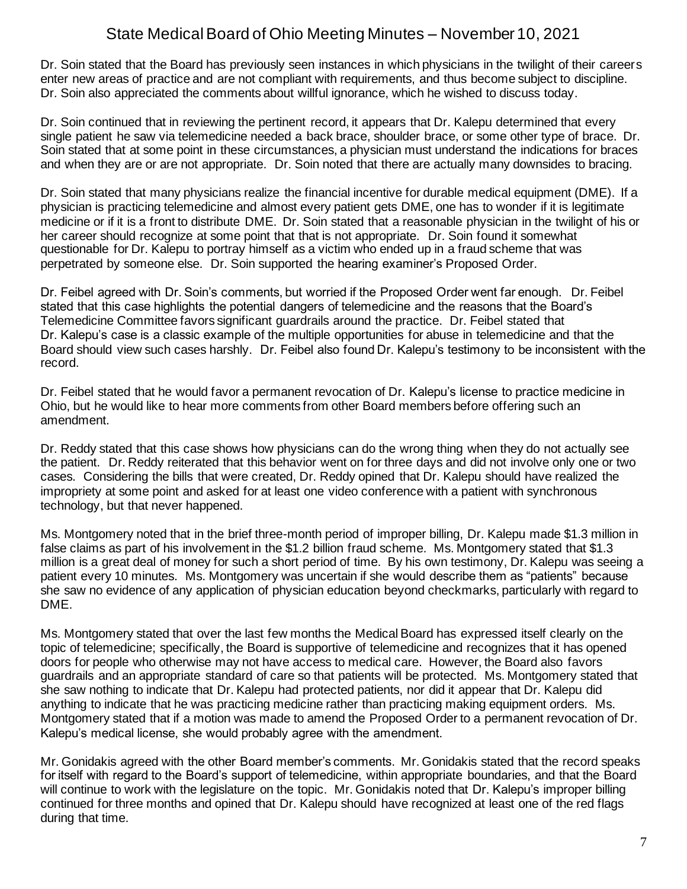Dr. Soin stated that the Board has previously seen instances in which physicians in the twilight of their careers enter new areas of practice and are not compliant with requirements, and thus become subject to discipline. Dr. Soin also appreciated the comments about willful ignorance, which he wished to discuss today.

Dr. Soin continued that in reviewing the pertinent record, it appears that Dr. Kalepu determined that every single patient he saw via telemedicine needed a back brace, shoulder brace, or some other type of brace. Dr. Soin stated that at some point in these circumstances, a physician must understand the indications for braces and when they are or are not appropriate. Dr. Soin noted that there are actually many downsides to bracing.

Dr. Soin stated that many physicians realize the financial incentive for durable medical equipment (DME). If a physician is practicing telemedicine and almost every patient gets DME, one has to wonder if it is legitimate medicine or if it is a front to distribute DME. Dr. Soin stated that a reasonable physician in the twilight of his or her career should recognize at some point that that is not appropriate. Dr. Soin found it somewhat questionable for Dr. Kalepu to portray himself as a victim who ended up in a fraud scheme that was perpetrated by someone else. Dr. Soin supported the hearing examiner's Proposed Order.

Dr. Feibel agreed with Dr. Soin's comments, but worried if the Proposed Order went far enough. Dr. Feibel stated that this case highlights the potential dangers of telemedicine and the reasons that the Board's Telemedicine Committee favors significant guardrails around the practice. Dr. Feibel stated that Dr. Kalepu's case is a classic example of the multiple opportunities for abuse in telemedicine and that the Board should view such cases harshly. Dr. Feibel also found Dr. Kalepu's testimony to be inconsistent with the record.

Dr. Feibel stated that he would favor a permanent revocation of Dr. Kalepu's license to practice medicine in Ohio, but he would like to hear more comments from other Board members before offering such an amendment.

Dr. Reddy stated that this case shows how physicians can do the wrong thing when they do not actually see the patient. Dr. Reddy reiterated that this behavior went on for three days and did not involve only one or two cases. Considering the bills that were created, Dr. Reddy opined that Dr. Kalepu should have realized the impropriety at some point and asked for at least one video conference with a patient with synchronous technology, but that never happened.

Ms. Montgomery noted that in the brief three-month period of improper billing, Dr. Kalepu made $1.3 million in false claims as part of his involvement in the $1.2 billion fraud scheme. Ms. Montgomery stated that $1.3 million is a great deal of money for such a short period of time. By his own testimony, Dr. Kalepu was seeing a patient every 10 minutes. Ms. Montgomery was uncertain if she would describe them as "patients" because she saw no evidence of any application of physician education beyond checkmarks, particularly with regard to DME.

Ms. Montgomery stated that over the last few months the Medical Board has expressed itself clearly on the topic of telemedicine; specifically, the Board is supportive of telemedicine and recognizes that it has opened doors for people who otherwise may not have access to medical care. However, the Board also favors guardrails and an appropriate standard of care so that patients will be protected. Ms. Montgomery stated that she saw nothing to indicate that Dr. Kalepu had protected patients, nor did it appear that Dr. Kalepu did anything to indicate that he was practicing medicine rather than practicing making equipment orders. Ms. Montgomery stated that if a motion was made to amend the Proposed Order to a permanent revocation of Dr. Kalepu's medical license, she would probably agree with the amendment.

Mr. Gonidakis agreed with the other Board member's comments. Mr. Gonidakis stated that the record speaks for itself with regard to the Board's support of telemedicine, within appropriate boundaries, and that the Board will continue to work with the legislature on the topic. Mr. Gonidakis noted that Dr. Kalepu's improper billing continued for three months and opined that Dr. Kalepu should have recognized at least one of the red flags during that time.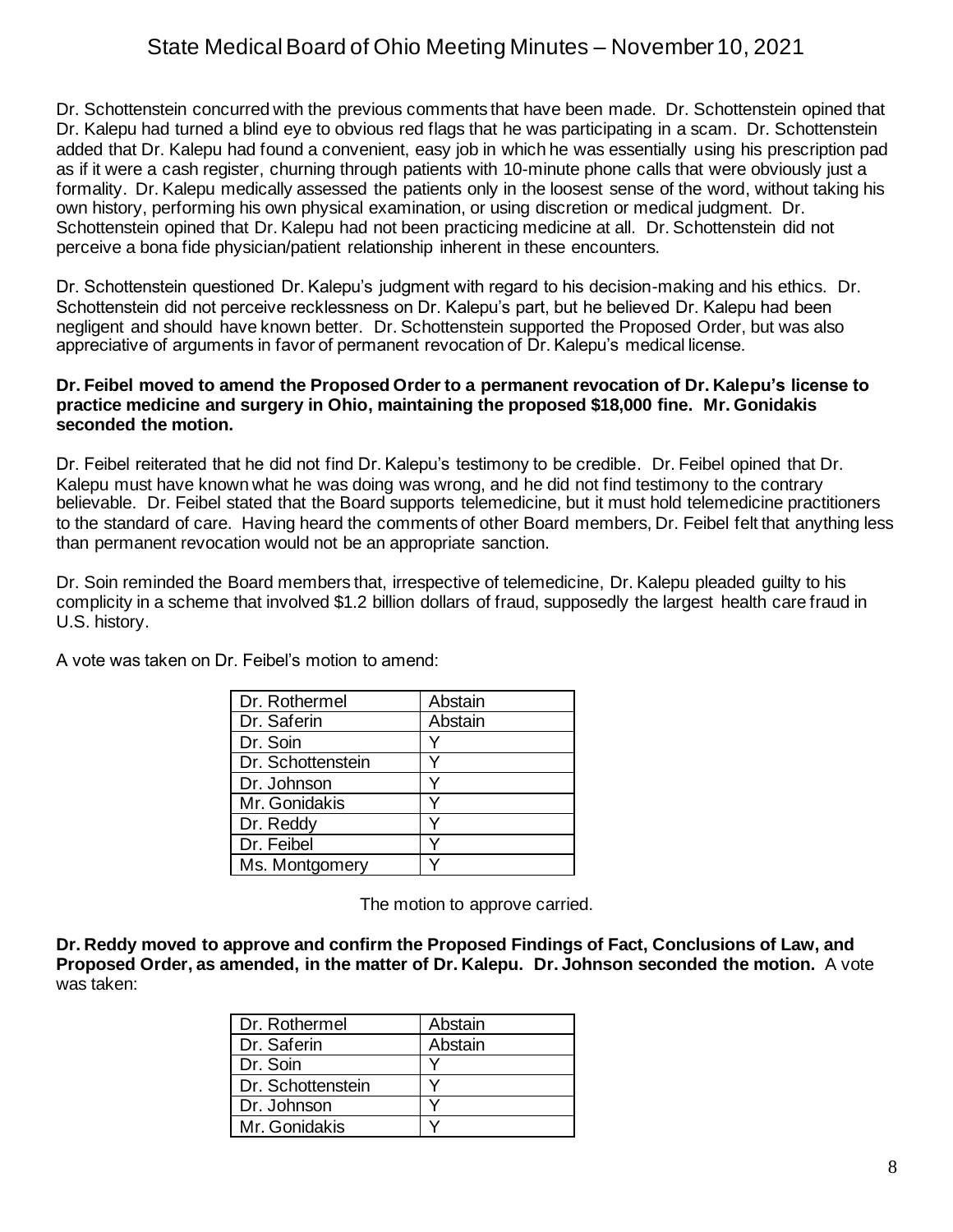Dr. Schottenstein concurred with the previous comments that have been made. Dr. Schottenstein opined that Dr. Kalepu had turned a blind eye to obvious red flags that he was participating in a scam. Dr. Schottenstein added that Dr. Kalepu had found a convenient, easy job in which he was essentially using his prescription pad as if it were a cash register, churning through patients with 10-minute phone calls that were obviously just a formality. Dr. Kalepu medically assessed the patients only in the loosest sense of the word, without taking his own history, performing his own physical examination, or using discretion or medical judgment. Dr. Schottenstein opined that Dr. Kalepu had not been practicing medicine at all. Dr. Schottenstein did not perceive a bona fide physician/patient relationship inherent in these encounters.

Dr. Schottenstein questioned Dr. Kalepu's judgment with regard to his decision-making and his ethics. Dr. Schottenstein did not perceive recklessness on Dr. Kalepu's part, but he believed Dr. Kalepu had been negligent and should have known better. Dr. Schottenstein supported the Proposed Order, but was also appreciative of arguments in favor of permanent revocation of Dr. Kalepu's medical license.

**Dr. Feibel moved to amend the Proposed Order to a permanent revocation of Dr. Kalepu's license to practice medicine and surgery in Ohio, maintaining the proposed $18,000 fine. Mr. Gonidakis seconded the motion.**

Dr. Feibel reiterated that he did not find Dr. Kalepu's testimony to be credible. Dr. Feibel opined that Dr. Kalepu must have known what he was doing was wrong, and he did not find testimony to the contrary believable. Dr. Feibel stated that the Board supports telemedicine, but it must hold telemedicine practitioners to the standard of care. Having heard the comments of other Board members, Dr. Feibel felt that anything less than permanent revocation would not be an appropriate sanction.

Dr. Soin reminded the Board members that, irrespective of telemedicine, Dr. Kalepu pleaded guilty to his complicity in a scheme that involved $1.2 billion dollars of fraud, supposedly the largest health care fraud in U.S. history.

A vote was taken on Dr. Feibel's motion to amend:

| | |
|---|---|
| Dr. Rothermel | Abstain |
| Dr. Saferin | Abstain |
| Dr. Soin | Y |
| Dr. Schottenstein | Y |
| Dr. Johnson | Y |
| Mr. Gonidakis | Y |
| Dr. Reddy | Y |
| Dr. Feibel | Y |
| Ms. Montgomery | Y |

The motion to approve carried.

**Dr. Reddy moved to approve and confirm the Proposed Findings of Fact, Conclusions of Law, and Proposed Order, as amended, in the matter of Dr. Kalepu. Dr. Johnson seconded the motion.** A vote was taken:

| | |
|---|---|
| Dr. Rothermel | Abstain |
| Dr. Saferin | Abstain |
| Dr. Soin | Y |
| Dr. Schottenstein | Y |
| Dr. Johnson | Y |
| Mr. Gonidakis | Y |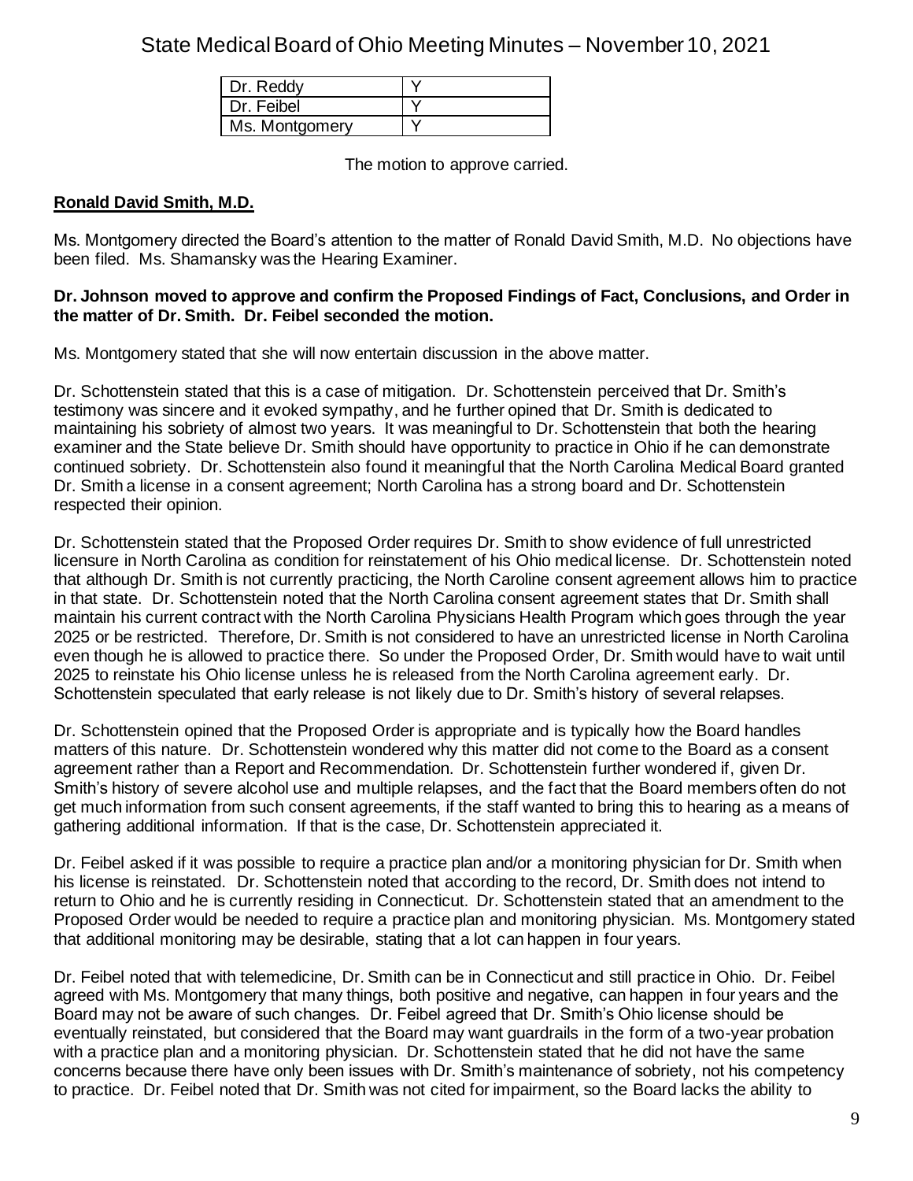| Dr. Reddy | Y |
| --- | --- |
| Dr. Feibel | Y |
| Ms. Montgomery | Y |

The motion to approve carried.

**Ronald David Smith, M.D.**

Ms. Montgomery directed the Board's attention to the matter of Ronald David Smith, M.D. No objections have been filed. Ms. Shamansky was the Hearing Examiner.

**Dr. Johnson moved to approve and confirm the Proposed Findings of Fact, Conclusions, and Order in the matter of Dr. Smith. Dr. Feibel seconded the motion.**

Ms. Montgomery stated that she will now entertain discussion in the above matter.

Dr. Schottenstein stated that this is a case of mitigation. Dr. Schottenstein perceived that Dr. Smith's testimony was sincere and it evoked sympathy, and he further opined that Dr. Smith is dedicated to maintaining his sobriety of almost two years. It was meaningful to Dr. Schottenstein that both the hearing examiner and the State believe Dr. Smith should have opportunity to practice in Ohio if he can demonstrate continued sobriety. Dr. Schottenstein also found it meaningful that the North Carolina Medical Board granted Dr. Smith a license in a consent agreement; North Carolina has a strong board and Dr. Schottenstein respected their opinion.

Dr. Schottenstein stated that the Proposed Order requires Dr. Smith to show evidence of full unrestricted licensure in North Carolina as condition for reinstatement of his Ohio medical license. Dr. Schottenstein noted that although Dr. Smith is not currently practicing, the North Caroline consent agreement allows him to practice in that state. Dr. Schottenstein noted that the North Carolina consent agreement states that Dr. Smith shall maintain his current contract with the North Carolina Physicians Health Program which goes through the year 2025 or be restricted. Therefore, Dr. Smith is not considered to have an unrestricted license in North Carolina even though he is allowed to practice there. So under the Proposed Order, Dr. Smith would have to wait until 2025 to reinstate his Ohio license unless he is released from the North Carolina agreement early. Dr. Schottenstein speculated that early release is not likely due to Dr. Smith's history of several relapses.

Dr. Schottenstein opined that the Proposed Order is appropriate and is typically how the Board handles matters of this nature. Dr. Schottenstein wondered why this matter did not come to the Board as a consent agreement rather than a Report and Recommendation. Dr. Schottenstein further wondered if, given Dr. Smith's history of severe alcohol use and multiple relapses, and the fact that the Board members often do not get much information from such consent agreements, if the staff wanted to bring this to hearing as a means of gathering additional information. If that is the case, Dr. Schottenstein appreciated it.

Dr. Feibel asked if it was possible to require a practice plan and/or a monitoring physician for Dr. Smith when his license is reinstated. Dr. Schottenstein noted that according to the record, Dr. Smith does not intend to return to Ohio and he is currently residing in Connecticut. Dr. Schottenstein stated that an amendment to the Proposed Order would be needed to require a practice plan and monitoring physician. Ms. Montgomery stated that additional monitoring may be desirable, stating that a lot can happen in four years.

Dr. Feibel noted that with telemedicine, Dr. Smith can be in Connecticut and still practice in Ohio. Dr. Feibel agreed with Ms. Montgomery that many things, both positive and negative, can happen in four years and the Board may not be aware of such changes. Dr. Feibel agreed that Dr. Smith's Ohio license should be eventually reinstated, but considered that the Board may want guardrails in the form of a two-year probation with a practice plan and a monitoring physician. Dr. Schottenstein stated that he did not have the same concerns because there have only been issues with Dr. Smith's maintenance of sobriety, not his competency to practice. Dr. Feibel noted that Dr. Smith was not cited for impairment, so the Board lacks the ability to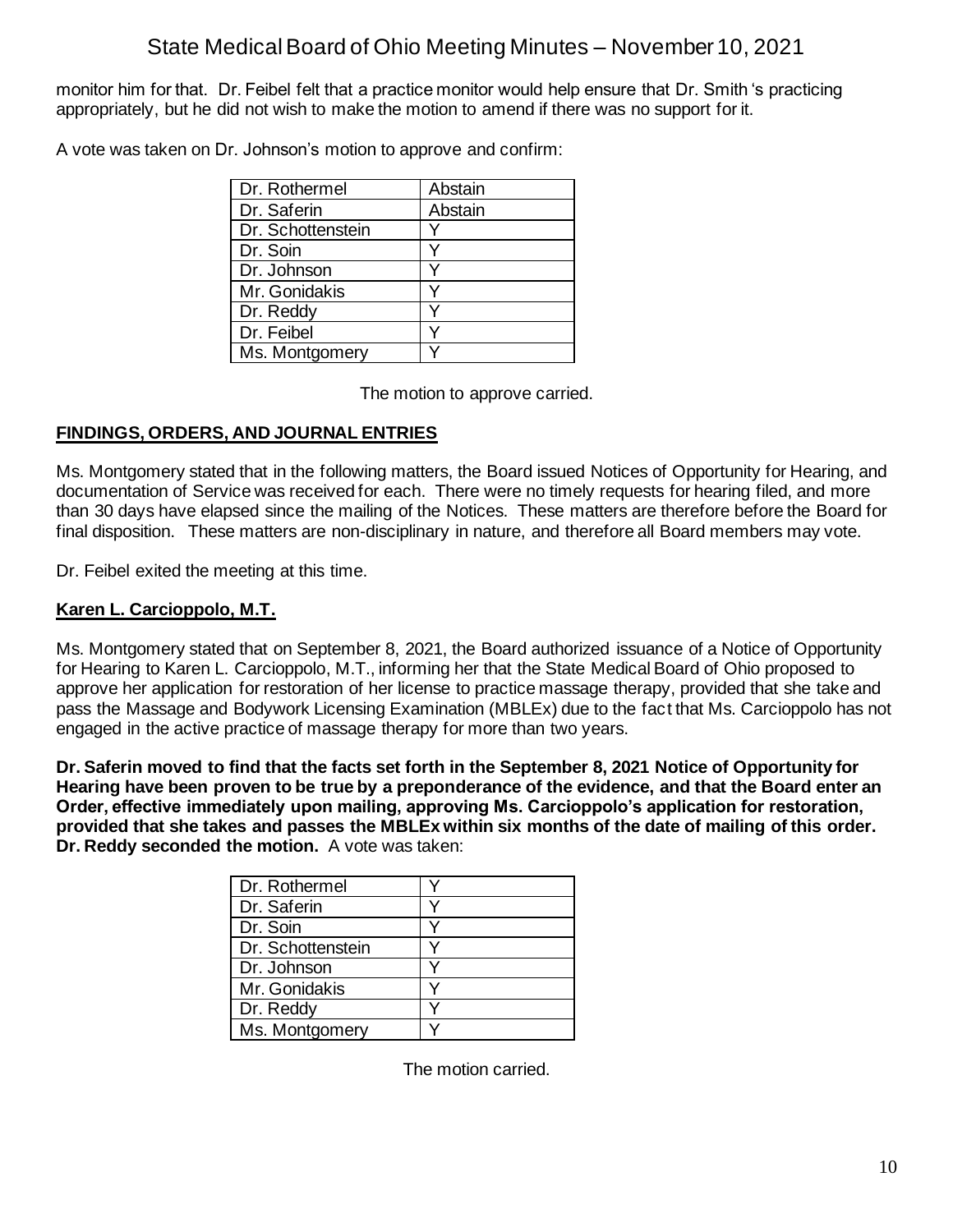monitor him for that. Dr. Feibel felt that a practice monitor would help ensure that Dr. Smith 's practicing appropriately, but he did not wish to make the motion to amend if there was no support for it.

A vote was taken on Dr. Johnson's motion to approve and confirm:

| | |
|---|---|
| Dr. Rothermel | Abstain |
| Dr. Saferin | Abstain |
| Dr. Schottenstein | Y |
| Dr. Soin | Y |
| Dr. Johnson | Y |
| Mr. Gonidakis | Y |
| Dr. Reddy | Y |
| Dr. Feibel | Y |
| Ms. Montgomery | Y |

The motion to approve carried.

## FINDINGS, ORDERS, AND JOURNAL ENTRIES

Ms. Montgomery stated that in the following matters, the Board issued Notices of Opportunity for Hearing, and documentation of Service was received for each. There were no timely requests for hearing filed, and more than 30 days have elapsed since the mailing of the Notices. These matters are therefore before the Board for final disposition. These matters are non-disciplinary in nature, and therefore all Board members may vote.

Dr. Feibel exited the meeting at this time.

## Karen L. Carcioppolo, M.T.

Ms. Montgomery stated that on September 8, 2021, the Board authorized issuance of a Notice of Opportunity for Hearing to Karen L. Carcioppolo, M.T., informing her that the State Medical Board of Ohio proposed to approve her application for restoration of her license to practice massage therapy, provided that she take and pass the Massage and Bodywork Licensing Examination (MBLEx) due to the fact that Ms. Carcioppolo has not engaged in the active practice of massage therapy for more than two years.

**Dr. Saferin moved to find that the facts set forth in the September 8, 2021 Notice of Opportunity for Hearing have been proven to be true by a preponderance of the evidence, and that the Board enter an Order, effective immediately upon mailing, approving Ms. Carcioppolo's application for restoration, provided that she takes and passes the MBLEx within six months of the date of mailing of this order. Dr. Reddy seconded the motion.** A vote was taken:

| | |
|---|---|
| Dr. Rothermel | Y |
| Dr. Saferin | Y |
| Dr. Soin | Y |
| Dr. Schottenstein | Y |
| Dr. Johnson | Y |
| Mr. Gonidakis | Y |
| Dr. Reddy | Y |
| Ms. Montgomery | Y |

The motion carried.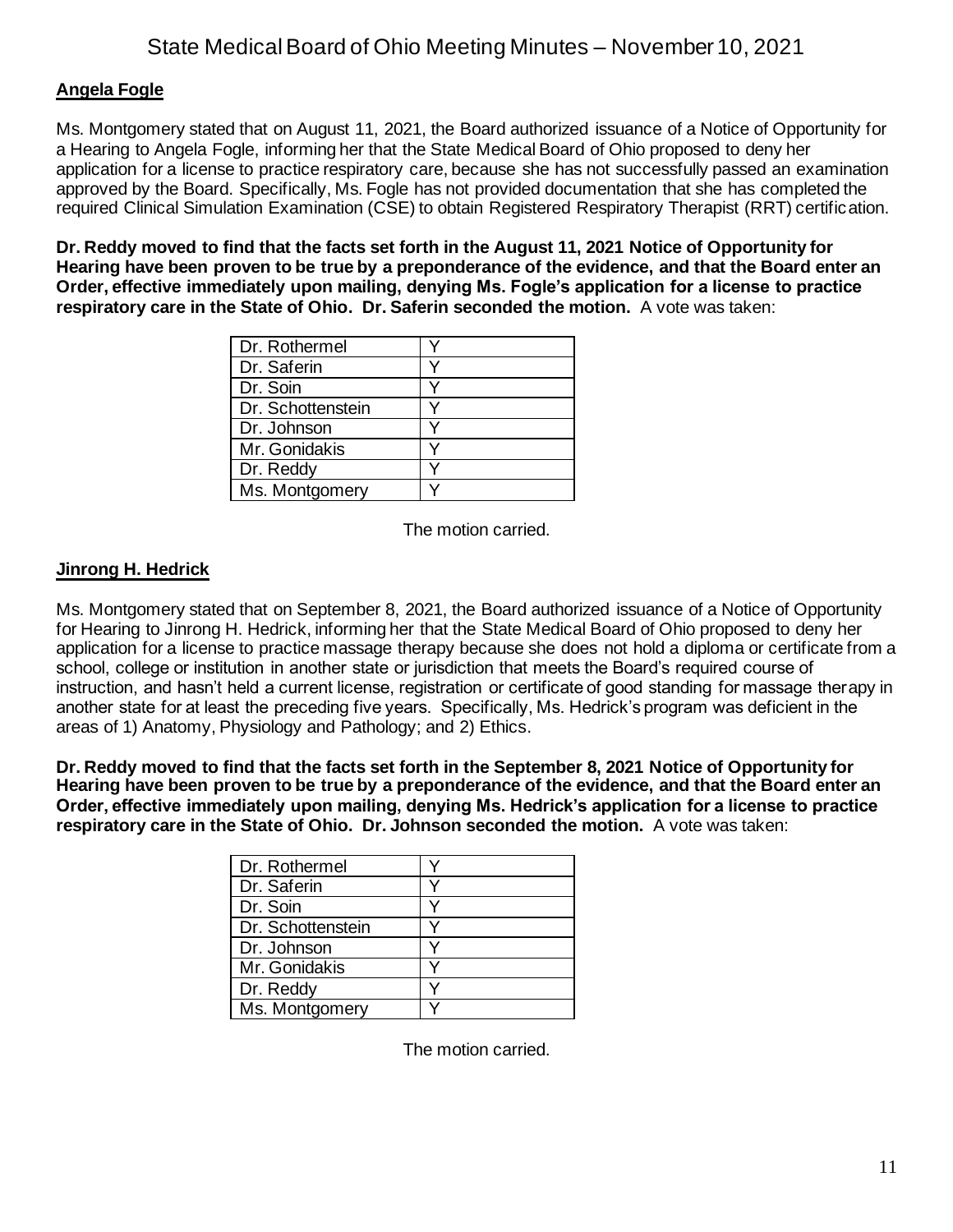### Angela Fogle

Ms. Montgomery stated that on August 11, 2021, the Board authorized issuance of a Notice of Opportunity for a Hearing to Angela Fogle, informing her that the State Medical Board of Ohio proposed to deny her application for a license to practice respiratory care, because she has not successfully passed an examination approved by the Board. Specifically, Ms. Fogle has not provided documentation that she has completed the required Clinical Simulation Examination (CSE) to obtain Registered Respiratory Therapist (RRT) certification.

**Dr. Reddy moved to find that the facts set forth in the August 11, 2021 Notice of Opportunity for Hearing have been proven to be true by a preponderance of the evidence, and that the Board enter an Order, effective immediately upon mailing, denying Ms. Fogle's application for a license to practice respiratory care in the State of Ohio. Dr. Saferin seconded the motion.** A vote was taken:

| | |
|---|---|
| Dr. Rothermel | Y |
| Dr. Saferin | Y |
| Dr. Soin | Y |
| Dr. Schottenstein | Y |
| Dr. Johnson | Y |
| Mr. Gonidakis | Y |
| Dr. Reddy | Y |
| Ms. Montgomery | Y |

The motion carried.

### Jinrong H. Hedrick

Ms. Montgomery stated that on September 8, 2021, the Board authorized issuance of a Notice of Opportunity for Hearing to Jinrong H. Hedrick, informing her that the State Medical Board of Ohio proposed to deny her application for a license to practice massage therapy because she does not hold a diploma or certificate from a school, college or institution in another state or jurisdiction that meets the Board's required course of instruction, and hasn't held a current license, registration or certificate of good standing for massage therapy in another state for at least the preceding five years. Specifically, Ms. Hedrick's program was deficient in the areas of 1) Anatomy, Physiology and Pathology; and 2) Ethics.

**Dr. Reddy moved to find that the facts set forth in the September 8, 2021 Notice of Opportunity for Hearing have been proven to be true by a preponderance of the evidence, and that the Board enter an Order, effective immediately upon mailing, denying Ms. Hedrick's application for a license to practice respiratory care in the State of Ohio. Dr. Johnson seconded the motion.** A vote was taken:

| | |
|---|---|
| Dr. Rothermel | Y |
| Dr. Saferin | Y |
| Dr. Soin | Y |
| Dr. Schottenstein | Y |
| Dr. Johnson | Y |
| Mr. Gonidakis | Y |
| Dr. Reddy | Y |
| Ms. Montgomery | Y |

The motion carried.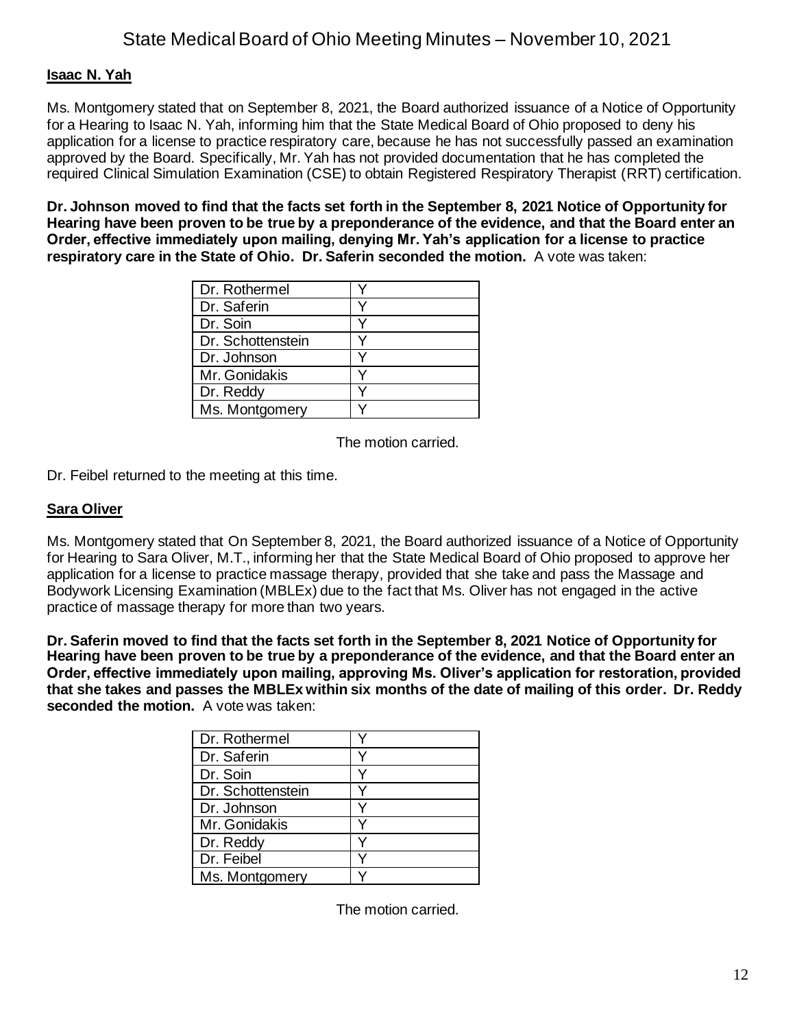**Isaac N. Yah**

Ms. Montgomery stated that on September 8, 2021, the Board authorized issuance of a Notice of Opportunity for a Hearing to Isaac N. Yah, informing him that the State Medical Board of Ohio proposed to deny his application for a license to practice respiratory care, because he has not successfully passed an examination approved by the Board. Specifically, Mr. Yah has not provided documentation that he has completed the required Clinical Simulation Examination (CSE) to obtain Registered Respiratory Therapist (RRT) certification.

**Dr. Johnson moved to find that the facts set forth in the September 8, 2021 Notice of Opportunity for Hearing have been proven to be true by a preponderance of the evidence, and that the Board enter an Order, effective immediately upon mailing, denying Mr. Yah's application for a license to practice respiratory care in the State of Ohio. Dr. Saferin seconded the motion.** A vote was taken:

| | |
|---|---|
| Dr. Rothermel | Y |
| Dr. Saferin | Y |
| Dr. Soin | Y |
| Dr. Schottenstein | Y |
| Dr. Johnson | Y |
| Mr. Gonidakis | Y |
| Dr. Reddy | Y |
| Ms. Montgomery | Y |

The motion carried.

Dr. Feibel returned to the meeting at this time.

**Sara Oliver**

Ms. Montgomery stated that On September 8, 2021, the Board authorized issuance of a Notice of Opportunity for Hearing to Sara Oliver, M.T., informing her that the State Medical Board of Ohio proposed to approve her application for a license to practice massage therapy, provided that she take and pass the Massage and Bodywork Licensing Examination (MBLEx) due to the fact that Ms. Oliver has not engaged in the active practice of massage therapy for more than two years.

**Dr. Saferin moved to find that the facts set forth in the September 8, 2021 Notice of Opportunity for Hearing have been proven to be true by a preponderance of the evidence, and that the Board enter an Order, effective immediately upon mailing, approving Ms. Oliver's application for restoration, provided that she takes and passes the MBLEx within six months of the date of mailing of this order. Dr. Reddy seconded the motion.** A vote was taken:

| | |
|---|---|
| Dr. Rothermel | Y |
| Dr. Saferin | Y |
| Dr. Soin | Y |
| Dr. Schottenstein | Y |
| Dr. Johnson | Y |
| Mr. Gonidakis | Y |
| Dr. Reddy | Y |
| Dr. Feibel | Y |
| Ms. Montgomery | Y |

The motion carried.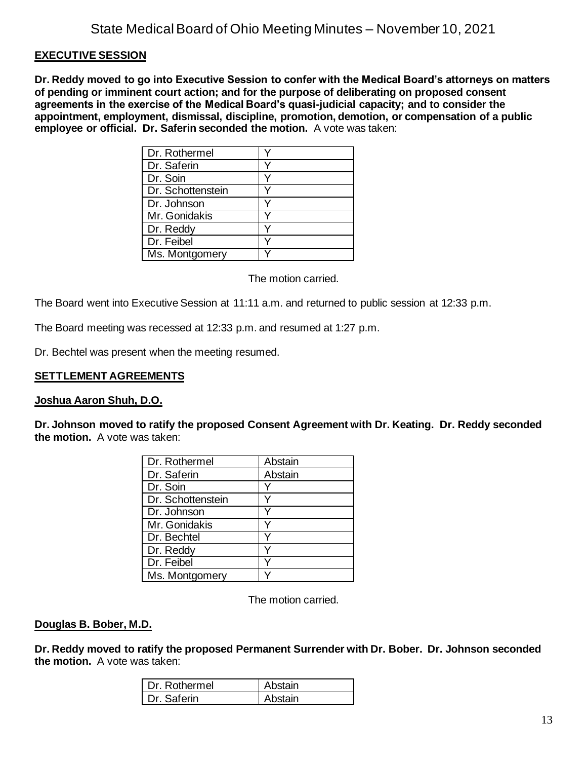## EXECUTIVE SESSION

**Dr. Reddy moved to go into Executive Session to confer with the Medical Board's attorneys on matters of pending or imminent court action; and for the purpose of deliberating on proposed consent agreements in the exercise of the Medical Board's quasi-judicial capacity; and to consider the appointment, employment, dismissal, discipline, promotion, demotion, or compensation of a public employee or official. Dr. Saferin seconded the motion.** A vote was taken:

| | |
|---|---|
| Dr. Rothermel | Y |
| Dr. Saferin | Y |
| Dr. Soin | Y |
| Dr. Schottenstein | Y |
| Dr. Johnson | Y |
| Mr. Gonidakis | Y |
| Dr. Reddy | Y |
| Dr. Feibel | Y |
| Ms. Montgomery | Y |

The motion carried.

The Board went into Executive Session at 11:11 a.m. and returned to public session at 12:33 p.m.

The Board meeting was recessed at 12:33 p.m. and resumed at 1:27 p.m.

Dr. Bechtel was present when the meeting resumed.

## SETTLEMENT AGREEMENTS

### Joshua Aaron Shuh, D.O.

**Dr. Johnson moved to ratify the proposed Consent Agreement with Dr. Keating. Dr. Reddy seconded the motion.** A vote was taken:

| | |
|---|---|
| Dr. Rothermel | Abstain |
| Dr. Saferin | Abstain |
| Dr. Soin | Y |
| Dr. Schottenstein | Y |
| Dr. Johnson | Y |
| Mr. Gonidakis | Y |
| Dr. Bechtel | Y |
| Dr. Reddy | Y |
| Dr. Feibel | Y |
| Ms. Montgomery | Y |

The motion carried.

### Douglas B. Bober, M.D.

**Dr. Reddy moved to ratify the proposed Permanent Surrender with Dr. Bober. Dr. Johnson seconded the motion.** A vote was taken:

| | |
|---|---|
| Dr. Rothermel | Abstain |
| Dr. Saferin | Abstain |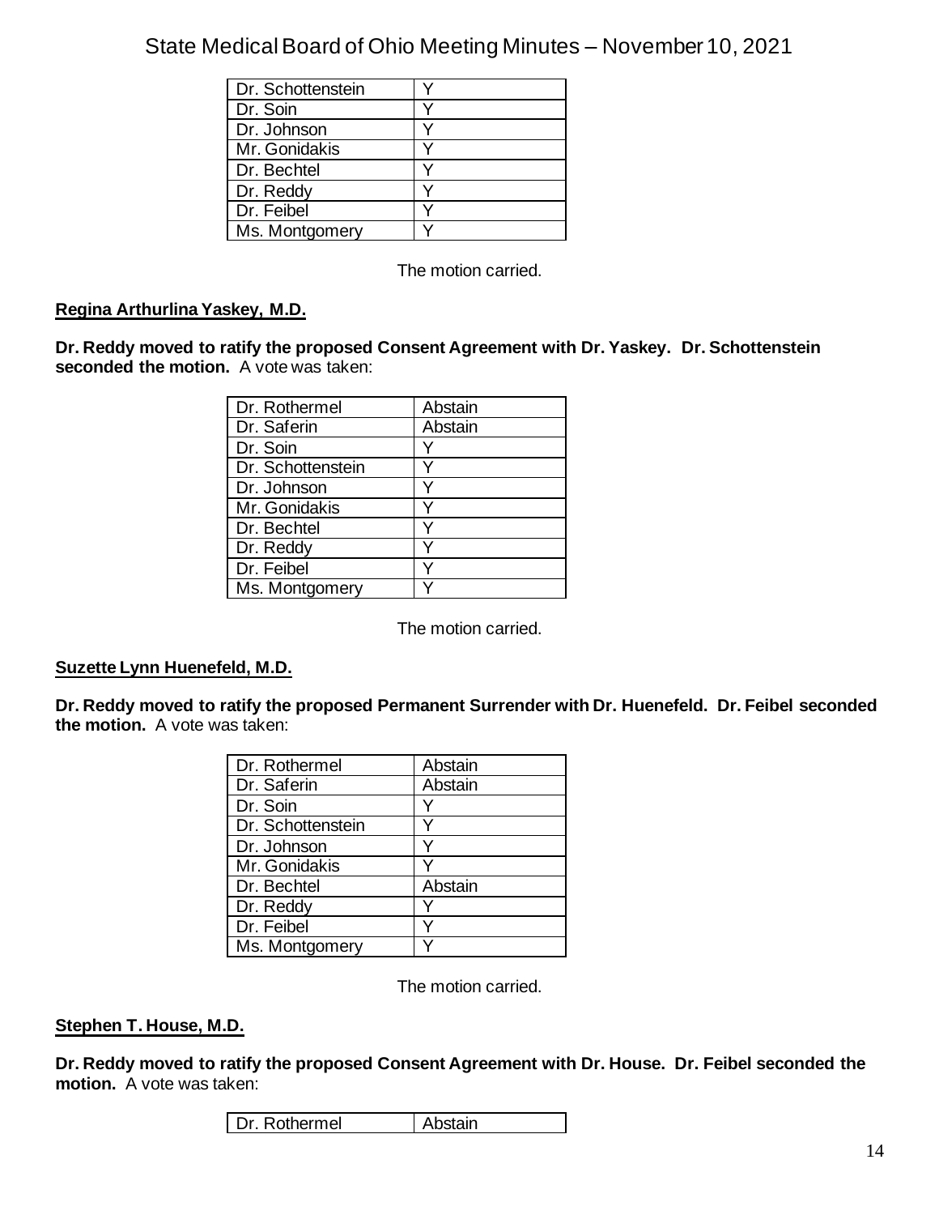| Dr. Schottenstein | Y |
|---|---|
| Dr. Soin | Y |
| Dr. Johnson | Y |
| Mr. Gonidakis | Y |
| Dr. Bechtel | Y |
| Dr. Reddy | Y |
| Dr. Feibel | Y |
| Ms. Montgomery | Y |

The motion carried.

**Regina Arthurlina Yaskey, M.D.**

**Dr. Reddy moved to ratify the proposed Consent Agreement with Dr. Yaskey. Dr. Schottenstein seconded the motion.** A vote was taken:

| Dr. Rothermel | Abstain |
|---|---|
| Dr. Saferin | Abstain |
| Dr. Soin | Y |
| Dr. Schottenstein | Y |
| Dr. Johnson | Y |
| Mr. Gonidakis | Y |
| Dr. Bechtel | Y |
| Dr. Reddy | Y |
| Dr. Feibel | Y |
| Ms. Montgomery | Y |

The motion carried.

**Suzette Lynn Huenefeld, M.D.**

**Dr. Reddy moved to ratify the proposed Permanent Surrender with Dr. Huenefeld. Dr. Feibel seconded the motion.** A vote was taken:

| Dr. Rothermel | Abstain |
|---|---|
| Dr. Saferin | Abstain |
| Dr. Soin | Y |
| Dr. Schottenstein | Y |
| Dr. Johnson | Y |
| Mr. Gonidakis | Y |
| Dr. Bechtel | Abstain |
| Dr. Reddy | Y |
| Dr. Feibel | Y |
| Ms. Montgomery | Y |

The motion carried.

**Stephen T. House, M.D.**

**Dr. Reddy moved to ratify the proposed Consent Agreement with Dr. House. Dr. Feibel seconded the motion.** A vote was taken:

| Dr. Rothermel | Abstain |
|---|---|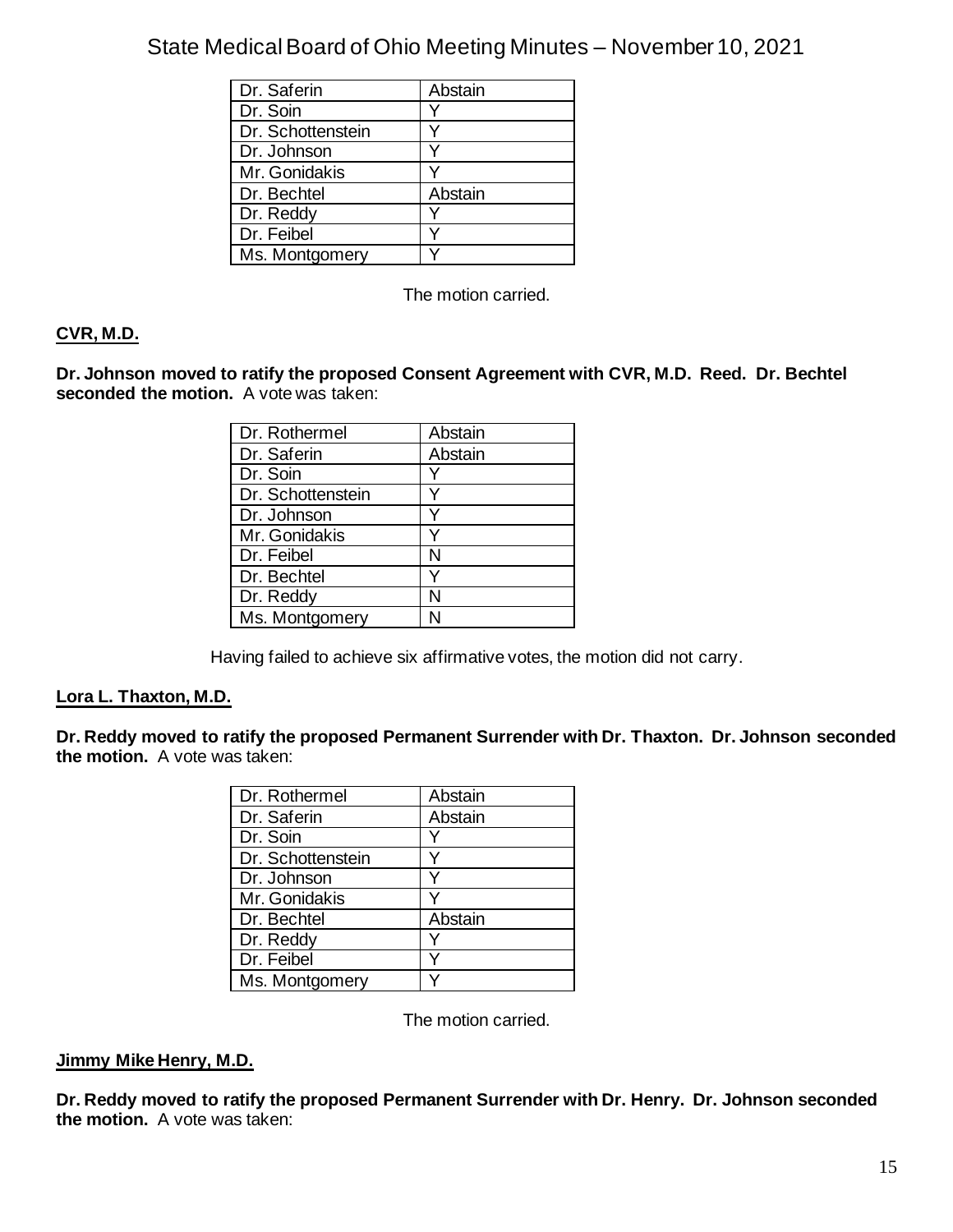| Dr. Saferin | Abstain |
|---|---|
| Dr. Soin | Y |
| Dr. Schottenstein | Y |
| Dr. Johnson | Y |
| Mr. Gonidakis | Y |
| Dr. Bechtel | Abstain |
| Dr. Reddy | Y |
| Dr. Feibel | Y |
| Ms. Montgomery | Y |

The motion carried.

**CVR, M.D.**

**Dr. Johnson moved to ratify the proposed Consent Agreement with CVR, M.D. Reed. Dr. Bechtel seconded the motion.** A vote was taken:

| Dr. Rothermel | Abstain |
|---|---|
| Dr. Saferin | Abstain |
| Dr. Soin | Y |
| Dr. Schottenstein | Y |
| Dr. Johnson | Y |
| Mr. Gonidakis | Y |
| Dr. Feibel | N |
| Dr. Bechtel | Y |
| Dr. Reddy | N |
| Ms. Montgomery | N |

Having failed to achieve six affirmative votes, the motion did not carry.

**Lora L. Thaxton, M.D.**

**Dr. Reddy moved to ratify the proposed Permanent Surrender with Dr. Thaxton. Dr. Johnson seconded the motion.** A vote was taken:

| Dr. Rothermel | Abstain |
|---|---|
| Dr. Saferin | Abstain |
| Dr. Soin | Y |
| Dr. Schottenstein | Y |
| Dr. Johnson | Y |
| Mr. Gonidakis | Y |
| Dr. Bechtel | Abstain |
| Dr. Reddy | Y |
| Dr. Feibel | Y |
| Ms. Montgomery | Y |

The motion carried.

**Jimmy Mike Henry, M.D.**

**Dr. Reddy moved to ratify the proposed Permanent Surrender with Dr. Henry. Dr. Johnson seconded the motion.** A vote was taken: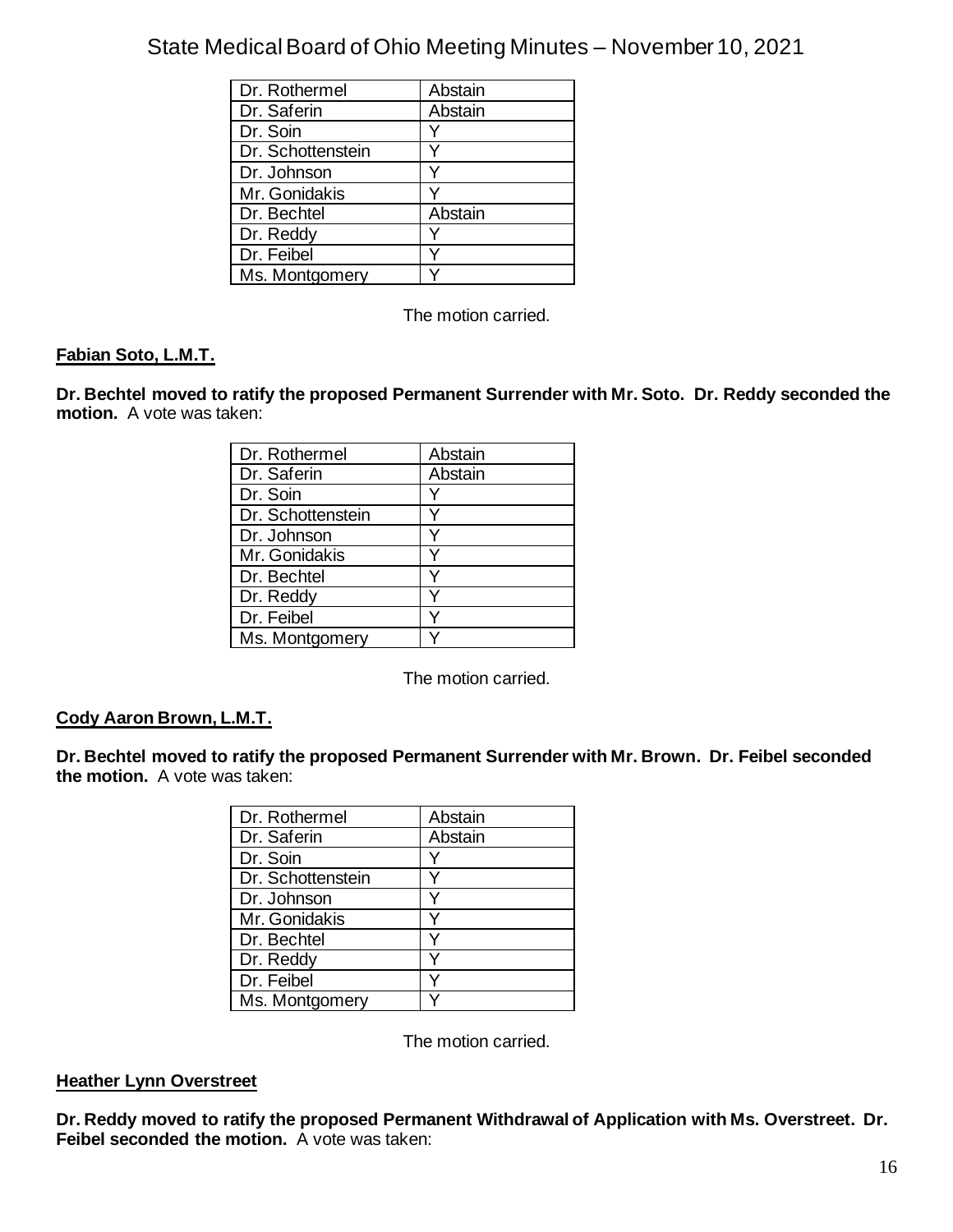| | |
|---|---|
| Dr. Rothermel | Abstain |
| Dr. Saferin | Abstain |
| Dr. Soin | Y |
| Dr. Schottenstein | Y |
| Dr. Johnson | Y |
| Mr. Gonidakis | Y |
| Dr. Bechtel | Abstain |
| Dr. Reddy | Y |
| Dr. Feibel | Y |
| Ms. Montgomery | Y |

The motion carried.

**Fabian Soto, L.M.T.**

**Dr. Bechtel moved to ratify the proposed Permanent Surrender with Mr. Soto. Dr. Reddy seconded the motion.** A vote was taken:

| | |
|---|---|
| Dr. Rothermel | Abstain |
| Dr. Saferin | Abstain |
| Dr. Soin | Y |
| Dr. Schottenstein | Y |
| Dr. Johnson | Y |
| Mr. Gonidakis | Y |
| Dr. Bechtel | Y |
| Dr. Reddy | Y |
| Dr. Feibel | Y |
| Ms. Montgomery | Y |

The motion carried.

**Cody Aaron Brown, L.M.T.**

**Dr. Bechtel moved to ratify the proposed Permanent Surrender with Mr. Brown. Dr. Feibel seconded the motion.** A vote was taken:

| | |
|---|---|
| Dr. Rothermel | Abstain |
| Dr. Saferin | Abstain |
| Dr. Soin | Y |
| Dr. Schottenstein | Y |
| Dr. Johnson | Y |
| Mr. Gonidakis | Y |
| Dr. Bechtel | Y |
| Dr. Reddy | Y |
| Dr. Feibel | Y |
| Ms. Montgomery | Y |

The motion carried.

**Heather Lynn Overstreet**

**Dr. Reddy moved to ratify the proposed Permanent Withdrawal of Application with Ms. Overstreet. Dr. Feibel seconded the motion.** A vote was taken: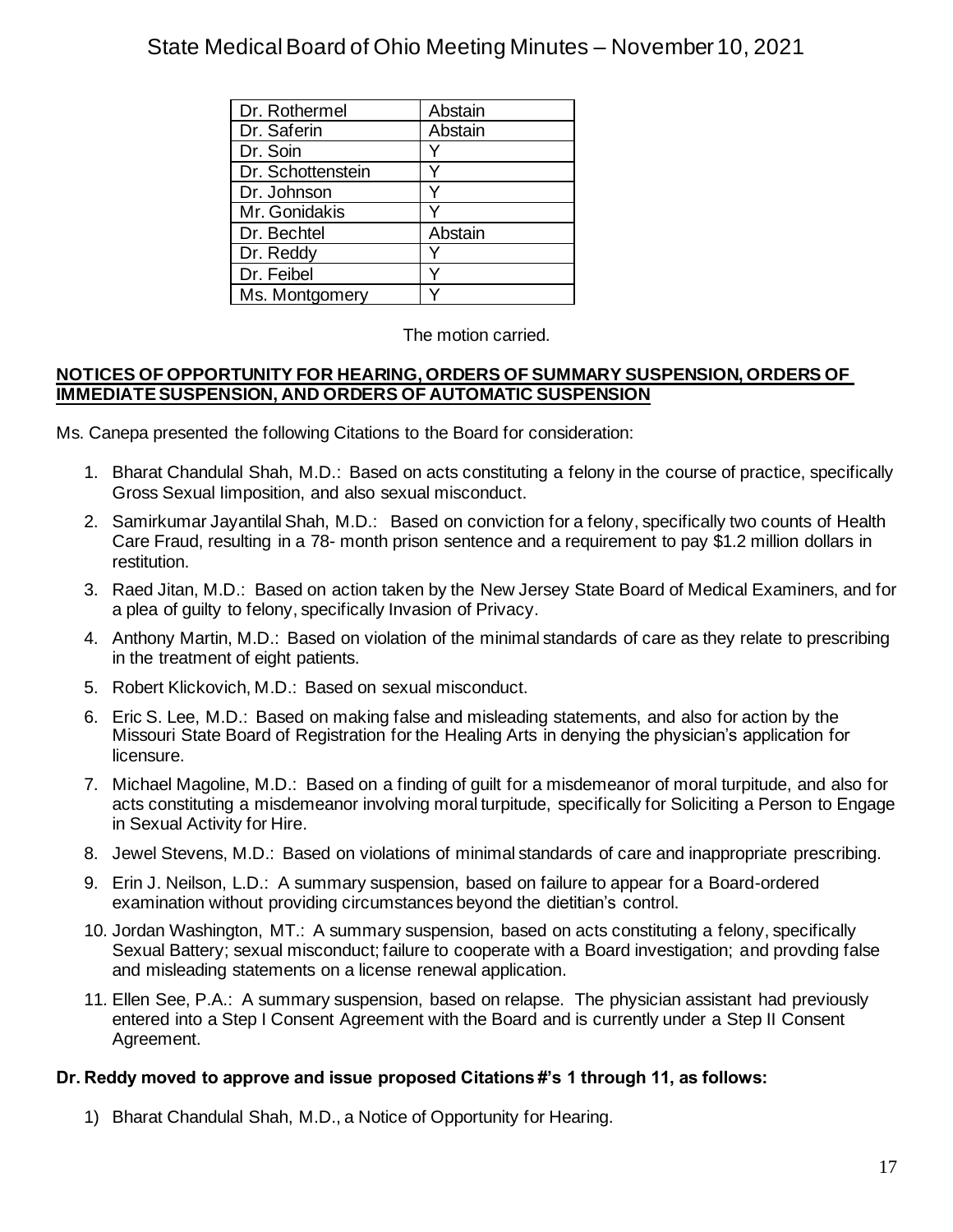| Dr. Rothermel | Abstain |
|---|---|
| Dr. Saferin | Abstain |
| Dr. Soin | Y |
| Dr. Schottenstein | Y |
| Dr. Johnson | Y |
| Mr. Gonidakis | Y |
| Dr. Bechtel | Abstain |
| Dr. Reddy | Y |
| Dr. Feibel | Y |
| Ms. Montgomery | Y |

The motion carried.

**NOTICES OF OPPORTUNITY FOR HEARING, ORDERS OF SUMMARY SUSPENSION, ORDERS OF IMMEDIATE SUSPENSION, AND ORDERS OF AUTOMATIC SUSPENSION**

Ms. Canepa presented the following Citations to the Board for consideration:

1. Bharat Chandulal Shah, M.D.: Based on acts constituting a felony in the course of practice, specifically Gross Sexual Iimposition, and also sexual misconduct.
2. Samirkumar Jayantilal Shah, M.D.: Based on conviction for a felony, specifically two counts of Health Care Fraud, resulting in a 78- month prison sentence and a requirement to pay $1.2 million dollars in restitution.
3. Raed Jitan, M.D.: Based on action taken by the New Jersey State Board of Medical Examiners, and for a plea of guilty to felony, specifically Invasion of Privacy.
4. Anthony Martin, M.D.: Based on violation of the minimal standards of care as they relate to prescribing in the treatment of eight patients.
5. Robert Klickovich, M.D.: Based on sexual misconduct.
6. Eric S. Lee, M.D.: Based on making false and misleading statements, and also for action by the Missouri State Board of Registration for the Healing Arts in denying the physician's application for licensure.
7. Michael Magoline, M.D.: Based on a finding of guilt for a misdemeanor of moral turpitude, and also for acts constituting a misdemeanor involving moral turpitude, specifically for Soliciting a Person to Engage in Sexual Activity for Hire.
8. Jewel Stevens, M.D.: Based on violations of minimal standards of care and inappropriate prescribing.
9. Erin J. Neilson, L.D.: A summary suspension, based on failure to appear for a Board-ordered examination without providing circumstances beyond the dietitian's control.
10. Jordan Washington, MT.: A summary suspension, based on acts constituting a felony, specifically Sexual Battery; sexual misconduct; failure to cooperate with a Board investigation; and provding false and misleading statements on a license renewal application.
11. Ellen See, P.A.: A summary suspension, based on relapse. The physician assistant had previously entered into a Step I Consent Agreement with the Board and is currently under a Step II Consent Agreement.

**Dr. Reddy moved to approve and issue proposed Citations #'s 1 through 11, as follows:**

1) Bharat Chandulal Shah, M.D., a Notice of Opportunity for Hearing.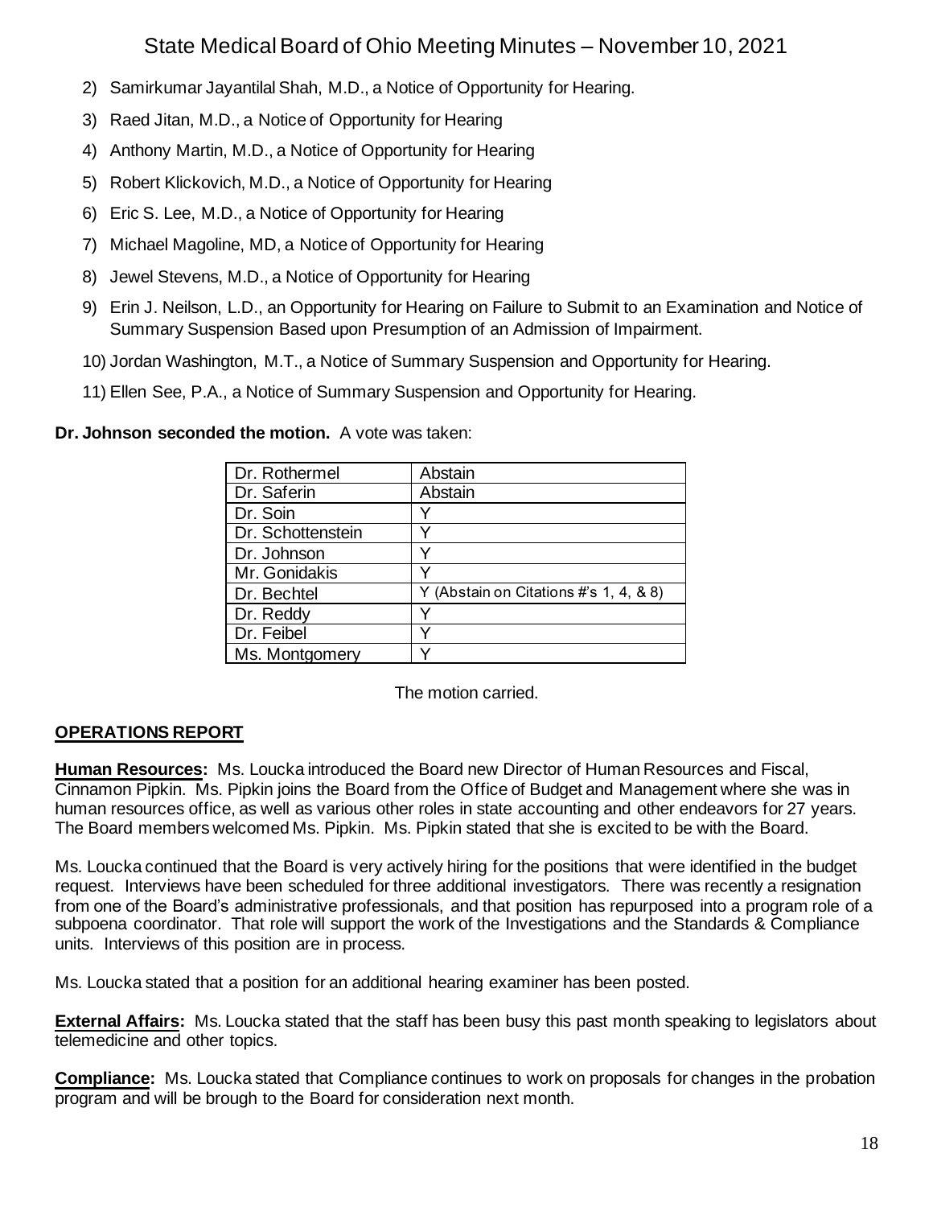2) Samirkumar Jayantilal Shah, M.D., a Notice of Opportunity for Hearing.
3) Raed Jitan, M.D., a Notice of Opportunity for Hearing
4) Anthony Martin, M.D., a Notice of Opportunity for Hearing
5) Robert Klickovich, M.D., a Notice of Opportunity for Hearing
6) Eric S. Lee, M.D., a Notice of Opportunity for Hearing
7) Michael Magoline, MD, a Notice of Opportunity for Hearing
8) Jewel Stevens, M.D., a Notice of Opportunity for Hearing
9) Erin J. Neilson, L.D., an Opportunity for Hearing on Failure to Submit to an Examination and Notice of Summary Suspension Based upon Presumption of an Admission of Impairment.
10) Jordan Washington, M.T., a Notice of Summary Suspension and Opportunity for Hearing.
11) Ellen See, P.A., a Notice of Summary Suspension and Opportunity for Hearing.

**Dr. Johnson seconded the motion.** A vote was taken:

| | |
|---|---|
| Dr. Rothermel | Abstain |
| Dr. Saferin | Abstain |
| Dr. Soin | Y |
| Dr. Schottenstein | Y |
| Dr. Johnson | Y |
| Mr. Gonidakis | Y |
| Dr. Bechtel | Y (Abstain on Citations #'s 1, 4, & 8) |
| Dr. Reddy | Y |
| Dr. Feibel | Y |
| Ms. Montgomery | Y |

The motion carried.

## OPERATIONS REPORT

**Human Resources:** Ms. Loucka introduced the Board new Director of Human Resources and Fiscal, Cinnamon Pipkin. Ms. Pipkin joins the Board from the Office of Budget and Management where she was in human resources office, as well as various other roles in state accounting and other endeavors for 27 years. The Board members welcomed Ms. Pipkin. Ms. Pipkin stated that she is excited to be with the Board.

Ms. Loucka continued that the Board is very actively hiring for the positions that were identified in the budget request. Interviews have been scheduled for three additional investigators. There was recently a resignation from one of the Board's administrative professionals, and that position has repurposed into a program role of a subpoena coordinator. That role will support the work of the Investigations and the Standards & Compliance units. Interviews of this position are in process.

Ms. Loucka stated that a position for an additional hearing examiner has been posted.

**External Affairs:** Ms. Loucka stated that the staff has been busy this past month speaking to legislators about telemedicine and other topics.

**Compliance:** Ms. Loucka stated that Compliance continues to work on proposals for changes in the probation program and will be brough to the Board for consideration next month.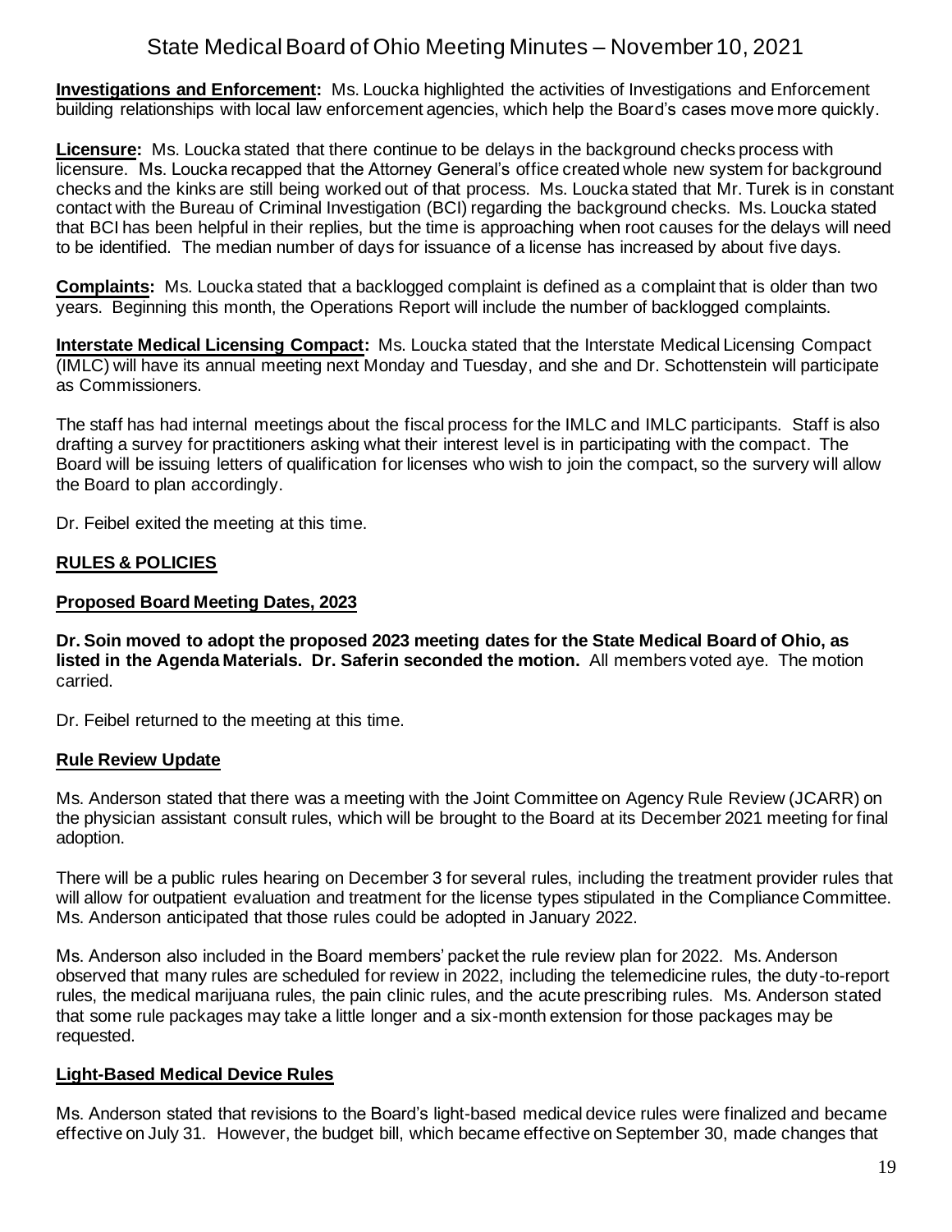**Investigations and Enforcement:** Ms. Loucka highlighted the activities of Investigations and Enforcement building relationships with local law enforcement agencies, which help the Board's cases move more quickly.

**Licensure:** Ms. Loucka stated that there continue to be delays in the background checks process with licensure. Ms. Loucka recapped that the Attorney General's office created whole new system for background checks and the kinks are still being worked out of that process. Ms. Loucka stated that Mr. Turek is in constant contact with the Bureau of Criminal Investigation (BCI) regarding the background checks. Ms. Loucka stated that BCI has been helpful in their replies, but the time is approaching when root causes for the delays will need to be identified. The median number of days for issuance of a license has increased by about five days.

**Complaints:** Ms. Loucka stated that a backlogged complaint is defined as a complaint that is older than two years. Beginning this month, the Operations Report will include the number of backlogged complaints.

**Interstate Medical Licensing Compact:** Ms. Loucka stated that the Interstate Medical Licensing Compact (IMLC) will have its annual meeting next Monday and Tuesday, and she and Dr. Schottenstein will participate as Commissioners.

The staff has had internal meetings about the fiscal process for the IMLC and IMLC participants. Staff is also drafting a survey for practitioners asking what their interest level is in participating with the compact. The Board will be issuing letters of qualification for licenses who wish to join the compact, so the survery will allow the Board to plan accordingly.

Dr. Feibel exited the meeting at this time.

## RULES & POLICIES

### Proposed Board Meeting Dates, 2023

**Dr. Soin moved to adopt the proposed 2023 meeting dates for the State Medical Board of Ohio, as listed in the Agenda Materials. Dr. Saferin seconded the motion.** All members voted aye. The motion carried.

Dr. Feibel returned to the meeting at this time.

### Rule Review Update

Ms. Anderson stated that there was a meeting with the Joint Committee on Agency Rule Review (JCARR) on the physician assistant consult rules, which will be brought to the Board at its December 2021 meeting for final adoption.

There will be a public rules hearing on December 3 for several rules, including the treatment provider rules that will allow for outpatient evaluation and treatment for the license types stipulated in the Compliance Committee. Ms. Anderson anticipated that those rules could be adopted in January 2022.

Ms. Anderson also included in the Board members' packet the rule review plan for 2022. Ms. Anderson observed that many rules are scheduled for review in 2022, including the telemedicine rules, the duty-to-report rules, the medical marijuana rules, the pain clinic rules, and the acute prescribing rules. Ms. Anderson stated that some rule packages may take a little longer and a six-month extension for those packages may be requested.

### Light-Based Medical Device Rules

Ms. Anderson stated that revisions to the Board's light-based medical device rules were finalized and became effective on July 31. However, the budget bill, which became effective on September 30, made changes that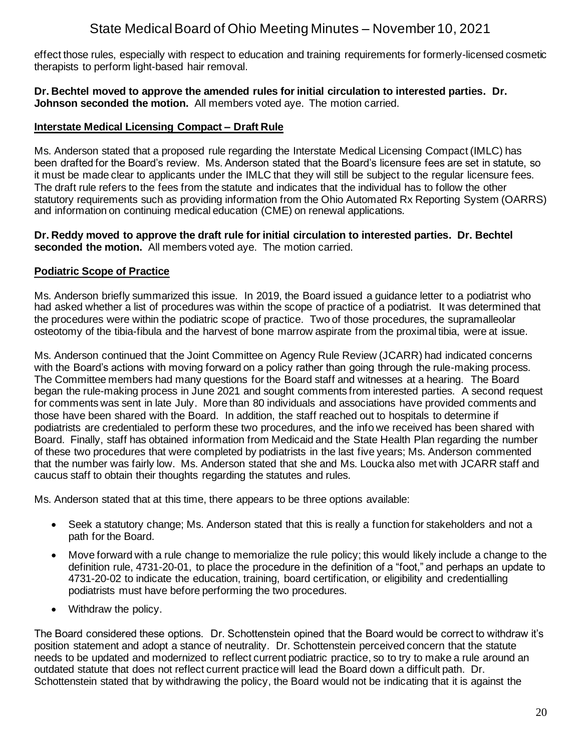effect those rules, especially with respect to education and training requirements for formerly-licensed cosmetic therapists to perform light-based hair removal.

**Dr. Bechtel moved to approve the amended rules for initial circulation to interested parties. Dr. Johnson seconded the motion.** All members voted aye. The motion carried.

**Interstate Medical Licensing Compact – Draft Rule**

Ms. Anderson stated that a proposed rule regarding the Interstate Medical Licensing Compact (IMLC) has been drafted for the Board's review. Ms. Anderson stated that the Board's licensure fees are set in statute, so it must be made clear to applicants under the IMLC that they will still be subject to the regular licensure fees. The draft rule refers to the fees from the statute and indicates that the individual has to follow the other statutory requirements such as providing information from the Ohio Automated Rx Reporting System (OARRS) and information on continuing medical education (CME) on renewal applications.

**Dr. Reddy moved to approve the draft rule for initial circulation to interested parties. Dr. Bechtel seconded the motion.** All members voted aye. The motion carried.

**Podiatric Scope of Practice**

Ms. Anderson briefly summarized this issue. In 2019, the Board issued a guidance letter to a podiatrist who had asked whether a list of procedures was within the scope of practice of a podiatrist. It was determined that the procedures were within the podiatric scope of practice. Two of those procedures, the supramalleolar osteotomy of the tibia-fibula and the harvest of bone marrow aspirate from the proximal tibia, were at issue.

Ms. Anderson continued that the Joint Committee on Agency Rule Review (JCARR) had indicated concerns with the Board's actions with moving forward on a policy rather than going through the rule-making process. The Committee members had many questions for the Board staff and witnesses at a hearing. The Board began the rule-making process in June 2021 and sought comments from interested parties. A second request for comments was sent in late July. More than 80 individuals and associations have provided comments and those have been shared with the Board. In addition, the staff reached out to hospitals to determine if podiatrists are credentialed to perform these two procedures, and the info we received has been shared with Board. Finally, staff has obtained information from Medicaid and the State Health Plan regarding the number of these two procedures that were completed by podiatrists in the last five years; Ms. Anderson commented that the number was fairly low. Ms. Anderson stated that she and Ms. Loucka also met with JCARR staff and caucus staff to obtain their thoughts regarding the statutes and rules.

Ms. Anderson stated that at this time, there appears to be three options available:

- Seek a statutory change; Ms. Anderson stated that this is really a function for stakeholders and not a path for the Board.
- Move forward with a rule change to memorialize the rule policy; this would likely include a change to the definition rule, 4731-20-01, to place the procedure in the definition of a "foot," and perhaps an update to 4731-20-02 to indicate the education, training, board certification, or eligibility and credentialling podiatrists must have before performing the two procedures.
- Withdraw the policy.

The Board considered these options. Dr. Schottenstein opined that the Board would be correct to withdraw it's position statement and adopt a stance of neutrality. Dr. Schottenstein perceived concern that the statute needs to be updated and modernized to reflect current podiatric practice, so to try to make a rule around an outdated statute that does not reflect current practice will lead the Board down a difficult path. Dr. Schottenstein stated that by withdrawing the policy, the Board would not be indicating that it is against the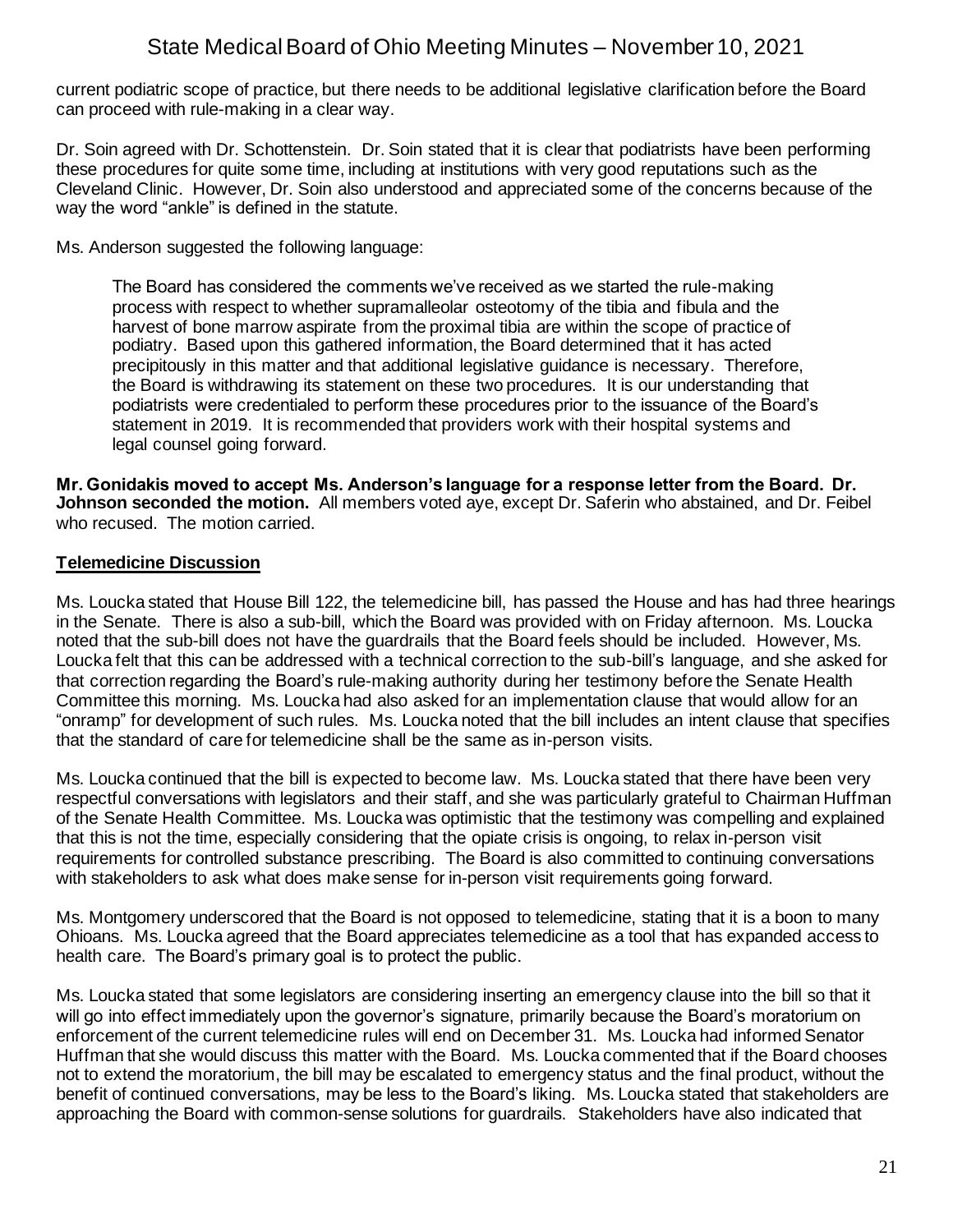current podiatric scope of practice, but there needs to be additional legislative clarification before the Board can proceed with rule-making in a clear way.

Dr. Soin agreed with Dr. Schottenstein. Dr. Soin stated that it is clear that podiatrists have been performing these procedures for quite some time, including at institutions with very good reputations such as the Cleveland Clinic. However, Dr. Soin also understood and appreciated some of the concerns because of the way the word "ankle" is defined in the statute.

Ms. Anderson suggested the following language:

> The Board has considered the comments we've received as we started the rule-making process with respect to whether supramalleolar osteotomy of the tibia and fibula and the harvest of bone marrow aspirate from the proximal tibia are within the scope of practice of podiatry. Based upon this gathered information, the Board determined that it has acted precipitously in this matter and that additional legislative guidance is necessary. Therefore, the Board is withdrawing its statement on these two procedures. It is our understanding that podiatrists were credentialed to perform these procedures prior to the issuance of the Board's statement in 2019. It is recommended that providers work with their hospital systems and legal counsel going forward.

**Mr. Gonidakis moved to accept Ms. Anderson's language for a response letter from the Board. Dr. Johnson seconded the motion.** All members voted aye, except Dr. Saferin who abstained, and Dr. Feibel who recused. The motion carried.

## Telemedicine Discussion

Ms. Loucka stated that House Bill 122, the telemedicine bill, has passed the House and has had three hearings in the Senate. There is also a sub-bill, which the Board was provided with on Friday afternoon. Ms. Loucka noted that the sub-bill does not have the guardrails that the Board feels should be included. However, Ms. Loucka felt that this can be addressed with a technical correction to the sub-bill's language, and she asked for that correction regarding the Board's rule-making authority during her testimony before the Senate Health Committee this morning. Ms. Loucka had also asked for an implementation clause that would allow for an "onramp" for development of such rules. Ms. Loucka noted that the bill includes an intent clause that specifies that the standard of care for telemedicine shall be the same as in-person visits.

Ms. Loucka continued that the bill is expected to become law. Ms. Loucka stated that there have been very respectful conversations with legislators and their staff, and she was particularly grateful to Chairman Huffman of the Senate Health Committee. Ms. Loucka was optimistic that the testimony was compelling and explained that this is not the time, especially considering that the opiate crisis is ongoing, to relax in-person visit requirements for controlled substance prescribing. The Board is also committed to continuing conversations with stakeholders to ask what does make sense for in-person visit requirements going forward.

Ms. Montgomery underscored that the Board is not opposed to telemedicine, stating that it is a boon to many Ohioans. Ms. Loucka agreed that the Board appreciates telemedicine as a tool that has expanded access to health care. The Board's primary goal is to protect the public.

Ms. Loucka stated that some legislators are considering inserting an emergency clause into the bill so that it will go into effect immediately upon the governor's signature, primarily because the Board's moratorium on enforcement of the current telemedicine rules will end on December 31. Ms. Loucka had informed Senator Huffman that she would discuss this matter with the Board. Ms. Loucka commented that if the Board chooses not to extend the moratorium, the bill may be escalated to emergency status and the final product, without the benefit of continued conversations, may be less to the Board's liking. Ms. Loucka stated that stakeholders are approaching the Board with common-sense solutions for guardrails. Stakeholders have also indicated that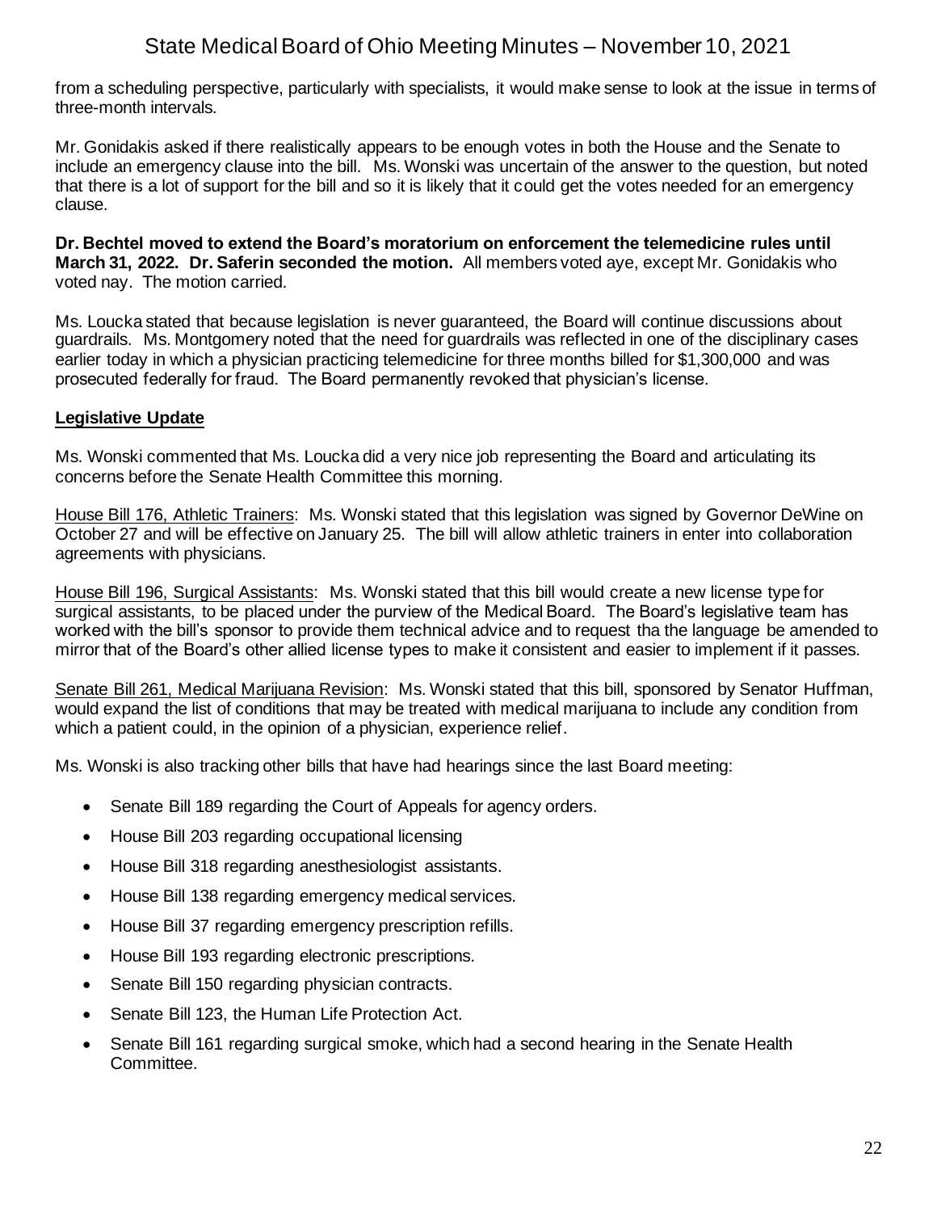from a scheduling perspective, particularly with specialists, it would make sense to look at the issue in terms of three-month intervals.

Mr. Gonidakis asked if there realistically appears to be enough votes in both the House and the Senate to include an emergency clause into the bill. Ms. Wonski was uncertain of the answer to the question, but noted that there is a lot of support for the bill and so it is likely that it could get the votes needed for an emergency clause.

**Dr. Bechtel moved to extend the Board's moratorium on enforcement the telemedicine rules until March 31, 2022. Dr. Saferin seconded the motion.** All members voted aye, except Mr. Gonidakis who voted nay. The motion carried.

Ms. Loucka stated that because legislation is never guaranteed, the Board will continue discussions about guardrails. Ms. Montgomery noted that the need for guardrails was reflected in one of the disciplinary cases earlier today in which a physician practicing telemedicine for three months billed for $1,300,000 and was prosecuted federally for fraud. The Board permanently revoked that physician's license.

**Legislative Update**

Ms. Wonski commented that Ms. Loucka did a very nice job representing the Board and articulating its concerns before the Senate Health Committee this morning.

House Bill 176, Athletic Trainers: Ms. Wonski stated that this legislation was signed by Governor DeWine on October 27 and will be effective on January 25. The bill will allow athletic trainers in enter into collaboration agreements with physicians.

House Bill 196, Surgical Assistants: Ms. Wonski stated that this bill would create a new license type for surgical assistants, to be placed under the purview of the Medical Board. The Board's legislative team has worked with the bill's sponsor to provide them technical advice and to request tha the language be amended to mirror that of the Board's other allied license types to make it consistent and easier to implement if it passes.

Senate Bill 261, Medical Marijuana Revision: Ms. Wonski stated that this bill, sponsored by Senator Huffman, would expand the list of conditions that may be treated with medical marijuana to include any condition from which a patient could, in the opinion of a physician, experience relief.

Ms. Wonski is also tracking other bills that have had hearings since the last Board meeting:

- Senate Bill 189 regarding the Court of Appeals for agency orders.
- House Bill 203 regarding occupational licensing
- House Bill 318 regarding anesthesiologist assistants.
- House Bill 138 regarding emergency medical services.
- House Bill 37 regarding emergency prescription refills.
- House Bill 193 regarding electronic prescriptions.
- Senate Bill 150 regarding physician contracts.
- Senate Bill 123, the Human Life Protection Act.
- Senate Bill 161 regarding surgical smoke, which had a second hearing in the Senate Health Committee.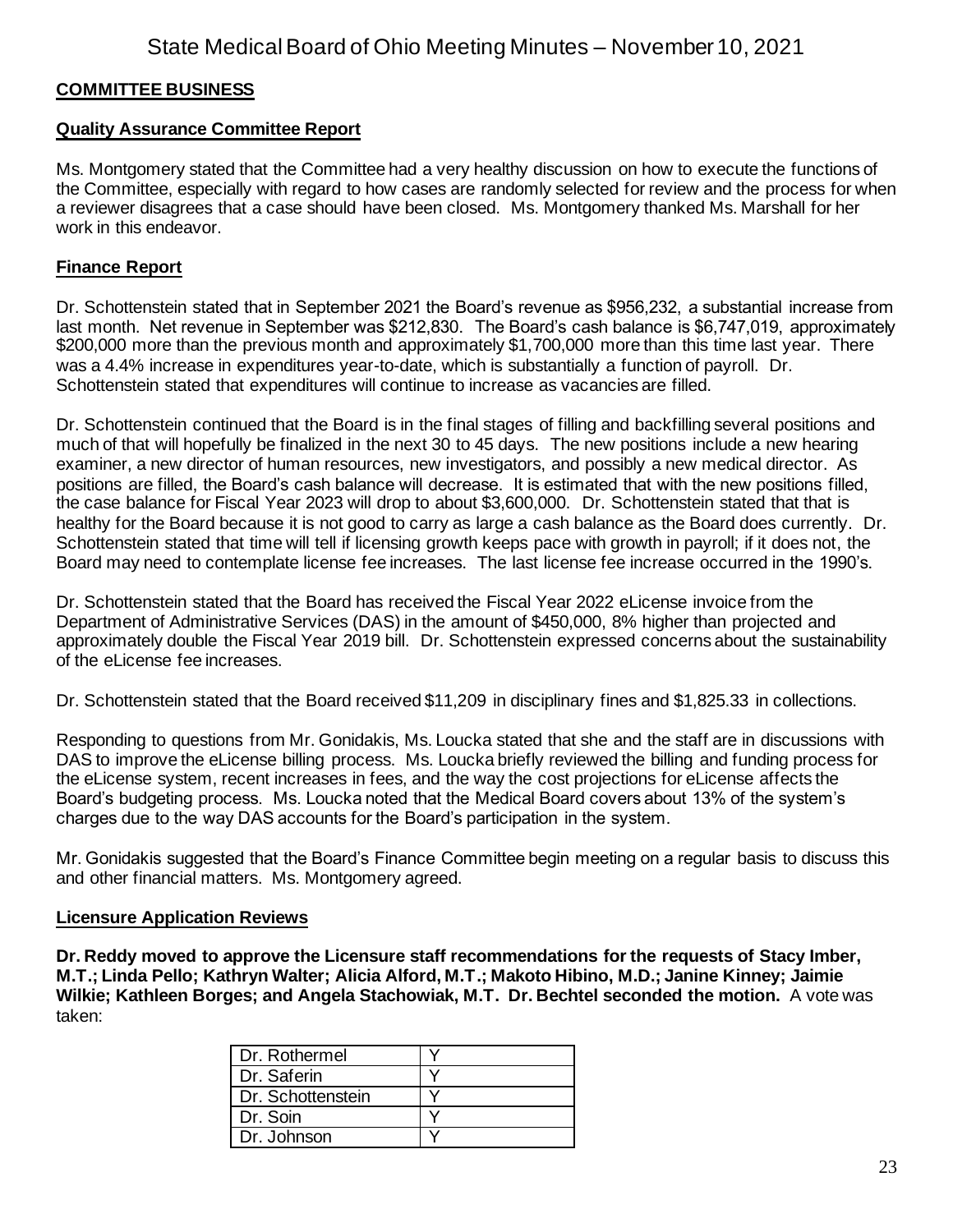## COMMITTEE BUSINESS

### Quality Assurance Committee Report

Ms. Montgomery stated that the Committee had a very healthy discussion on how to execute the functions of the Committee, especially with regard to how cases are randomly selected for review and the process for when a reviewer disagrees that a case should have been closed. Ms. Montgomery thanked Ms. Marshall for her work in this endeavor.

### Finance Report

Dr. Schottenstein stated that in September 2021 the Board's revenue as $956,232, a substantial increase from last month. Net revenue in September was $212,830. The Board's cash balance is $6,747,019, approximately $200,000 more than the previous month and approximately $1,700,000 more than this time last year. There was a 4.4% increase in expenditures year-to-date, which is substantially a function of payroll. Dr. Schottenstein stated that expenditures will continue to increase as vacancies are filled.

Dr. Schottenstein continued that the Board is in the final stages of filling and backfilling several positions and much of that will hopefully be finalized in the next 30 to 45 days. The new positions include a new hearing examiner, a new director of human resources, new investigators, and possibly a new medical director. As positions are filled, the Board's cash balance will decrease. It is estimated that with the new positions filled, the case balance for Fiscal Year 2023 will drop to about $3,600,000. Dr. Schottenstein stated that that is healthy for the Board because it is not good to carry as large a cash balance as the Board does currently. Dr. Schottenstein stated that time will tell if licensing growth keeps pace with growth in payroll; if it does not, the Board may need to contemplate license fee increases. The last license fee increase occurred in the 1990's.

Dr. Schottenstein stated that the Board has received the Fiscal Year 2022 eLicense invoice from the Department of Administrative Services (DAS) in the amount of $450,000, 8% higher than projected and approximately double the Fiscal Year 2019 bill. Dr. Schottenstein expressed concerns about the sustainability of the eLicense fee increases.

Dr. Schottenstein stated that the Board received $11,209 in disciplinary fines and $1,825.33 in collections.

Responding to questions from Mr. Gonidakis, Ms. Loucka stated that she and the staff are in discussions with DAS to improve the eLicense billing process. Ms. Loucka briefly reviewed the billing and funding process for the eLicense system, recent increases in fees, and the way the cost projections for eLicense affects the Board's budgeting process. Ms. Loucka noted that the Medical Board covers about 13% of the system's charges due to the way DAS accounts for the Board's participation in the system.

Mr. Gonidakis suggested that the Board's Finance Committee begin meeting on a regular basis to discuss this and other financial matters. Ms. Montgomery agreed.

### Licensure Application Reviews

**Dr. Reddy moved to approve the Licensure staff recommendations for the requests of Stacy Imber, M.T.; Linda Pello; Kathryn Walter; Alicia Alford, M.T.; Makoto Hibino, M.D.; Janine Kinney; Jaimie Wilkie; Kathleen Borges; and Angela Stachowiak, M.T. Dr. Bechtel seconded the motion.** A vote was taken:

| | |
|---|---|
| Dr. Rothermel | Y |
| Dr. Saferin | Y |
| Dr. Schottenstein | Y |
| Dr. Soin | Y |
| Dr. Johnson | Y |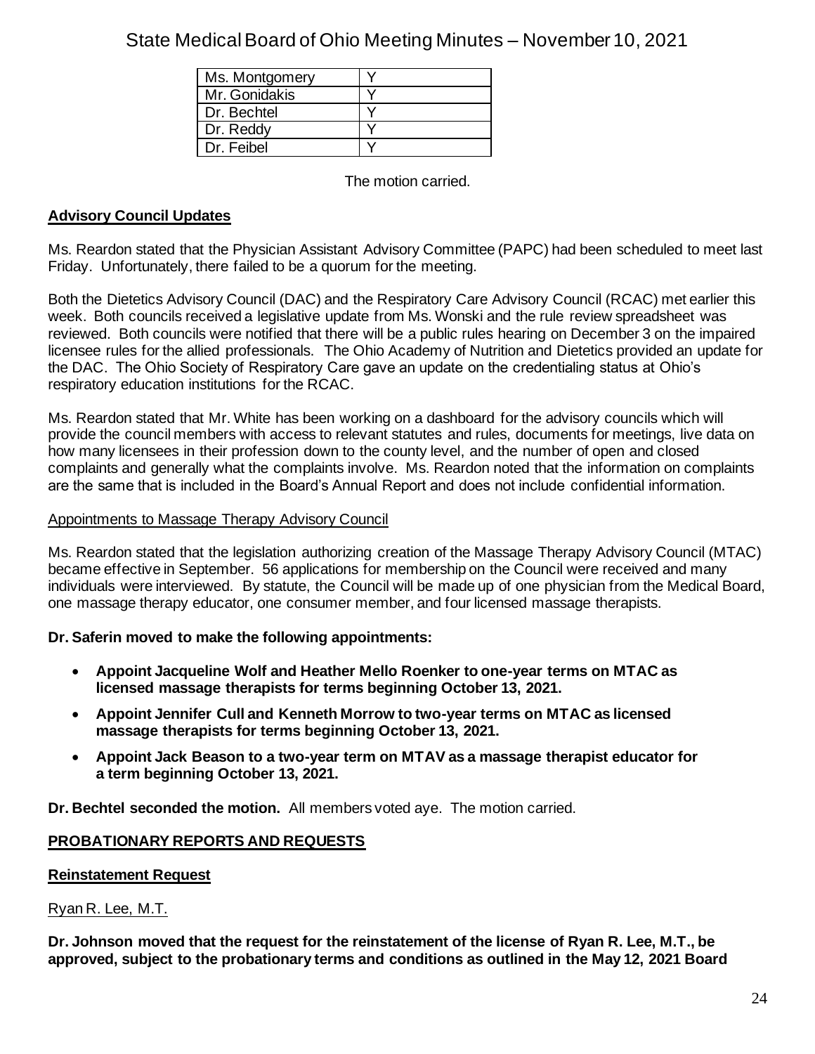| Ms. Montgomery | Y |
| --- | --- |
| Mr. Gonidakis | Y |
| Dr. Bechtel | Y |
| Dr. Reddy | Y |
| Dr. Feibel | Y |

The motion carried.

## **Advisory Council Updates**

Ms. Reardon stated that the Physician Assistant Advisory Committee (PAPC) had been scheduled to meet last Friday. Unfortunately, there failed to be a quorum for the meeting.

Both the Dietetics Advisory Council (DAC) and the Respiratory Care Advisory Council (RCAC) met earlier this week. Both councils received a legislative update from Ms. Wonski and the rule review spreadsheet was reviewed. Both councils were notified that there will be a public rules hearing on December 3 on the impaired licensee rules for the allied professionals. The Ohio Academy of Nutrition and Dietetics provided an update for the DAC. The Ohio Society of Respiratory Care gave an update on the credentialing status at Ohio's respiratory education institutions for the RCAC.

Ms. Reardon stated that Mr. White has been working on a dashboard for the advisory councils which will provide the council members with access to relevant statutes and rules, documents for meetings, live data on how many licensees in their profession down to the county level, and the number of open and closed complaints and generally what the complaints involve. Ms. Reardon noted that the information on complaints are the same that is included in the Board's Annual Report and does not include confidential information.

### Appointments to Massage Therapy Advisory Council

Ms. Reardon stated that the legislation authorizing creation of the Massage Therapy Advisory Council (MTAC) became effective in September. 56 applications for membership on the Council were received and many individuals were interviewed. By statute, the Council will be made up of one physician from the Medical Board, one massage therapy educator, one consumer member, and four licensed massage therapists.

**Dr. Saferin moved to make the following appointments:**

- **Appoint Jacqueline Wolf and Heather Mello Roenker to one-year terms on MTAC as licensed massage therapists for terms beginning October 13, 2021.**
- **Appoint Jennifer Cull and Kenneth Morrow to two-year terms on MTAC as licensed massage therapists for terms beginning October 13, 2021.**
- **Appoint Jack Beason to a two-year term on MTAV as a massage therapist educator for a term beginning October 13, 2021.**

**Dr. Bechtel seconded the motion.** All members voted aye. The motion carried.

## **PROBATIONARY REPORTS AND REQUESTS**

### **Reinstatement Request**

Ryan R. Lee, M.T.

**Dr. Johnson moved that the request for the reinstatement of the license of Ryan R. Lee, M.T., be approved, subject to the probationary terms and conditions as outlined in the May 12, 2021 Board**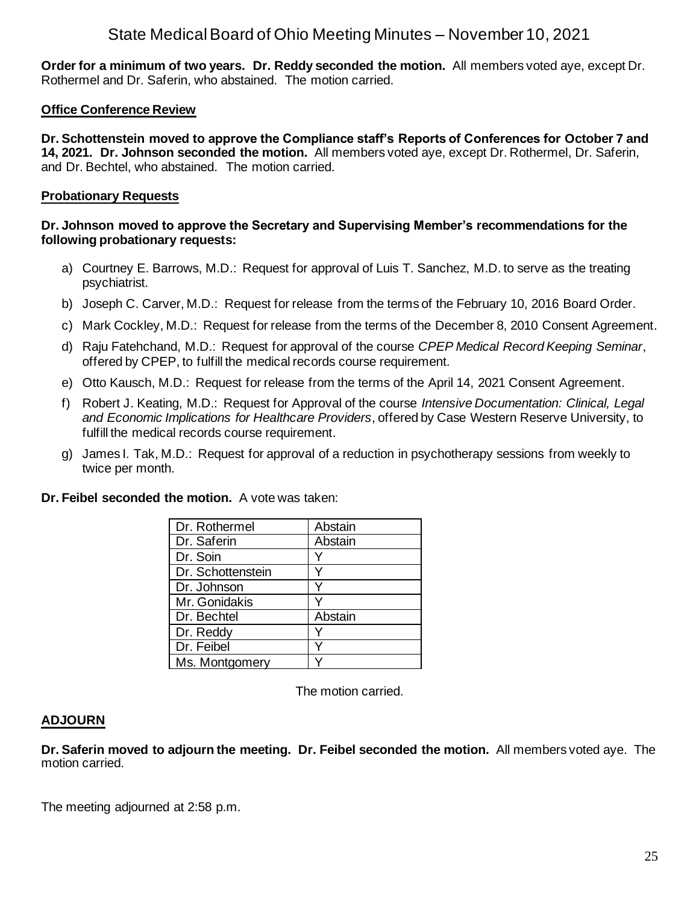**Order for a minimum of two years. Dr. Reddy seconded the motion.** All members voted aye, except Dr. Rothermel and Dr. Saferin, who abstained. The motion carried.

### **Office Conference Review**

**Dr. Schottenstein moved to approve the Compliance staff's Reports of Conferences for October 7 and 14, 2021. Dr. Johnson seconded the motion.** All members voted aye, except Dr. Rothermel, Dr. Saferin, and Dr. Bechtel, who abstained. The motion carried.

### **Probationary Requests**

**Dr. Johnson moved to approve the Secretary and Supervising Member's recommendations for the following probationary requests:**

a) Courtney E. Barrows, M.D.: Request for approval of Luis T. Sanchez, M.D. to serve as the treating psychiatrist.

b) Joseph C. Carver, M.D.: Request for release from the terms of the February 10, 2016 Board Order.

c) Mark Cockley, M.D.: Request for release from the terms of the December 8, 2010 Consent Agreement.

d) Raju Fatehchand, M.D.: Request for approval of the course *CPEP Medical Record Keeping Seminar*, offered by CPEP, to fulfill the medical records course requirement.

e) Otto Kausch, M.D.: Request for release from the terms of the April 14, 2021 Consent Agreement.

f) Robert J. Keating, M.D.: Request for Approval of the course *Intensive Documentation: Clinical, Legal and Economic Implications for Healthcare Providers*, offered by Case Western Reserve University, to fulfill the medical records course requirement.

g) James I. Tak, M.D.: Request for approval of a reduction in psychotherapy sessions from weekly to twice per month.

**Dr. Feibel seconded the motion.** A vote was taken:

| | |
|---|---|
| Dr. Rothermel | Abstain |
| Dr. Saferin | Abstain |
| Dr. Soin | Y |
| Dr. Schottenstein | Y |
| Dr. Johnson | Y |
| Mr. Gonidakis | Y |
| Dr. Bechtel | Abstain |
| Dr. Reddy | Y |
| Dr. Feibel | Y |
| Ms. Montgomery | Y |

The motion carried.

## **ADJOURN**

**Dr. Saferin moved to adjourn the meeting. Dr. Feibel seconded the motion.** All members voted aye. The motion carried.

The meeting adjourned at 2:58 p.m.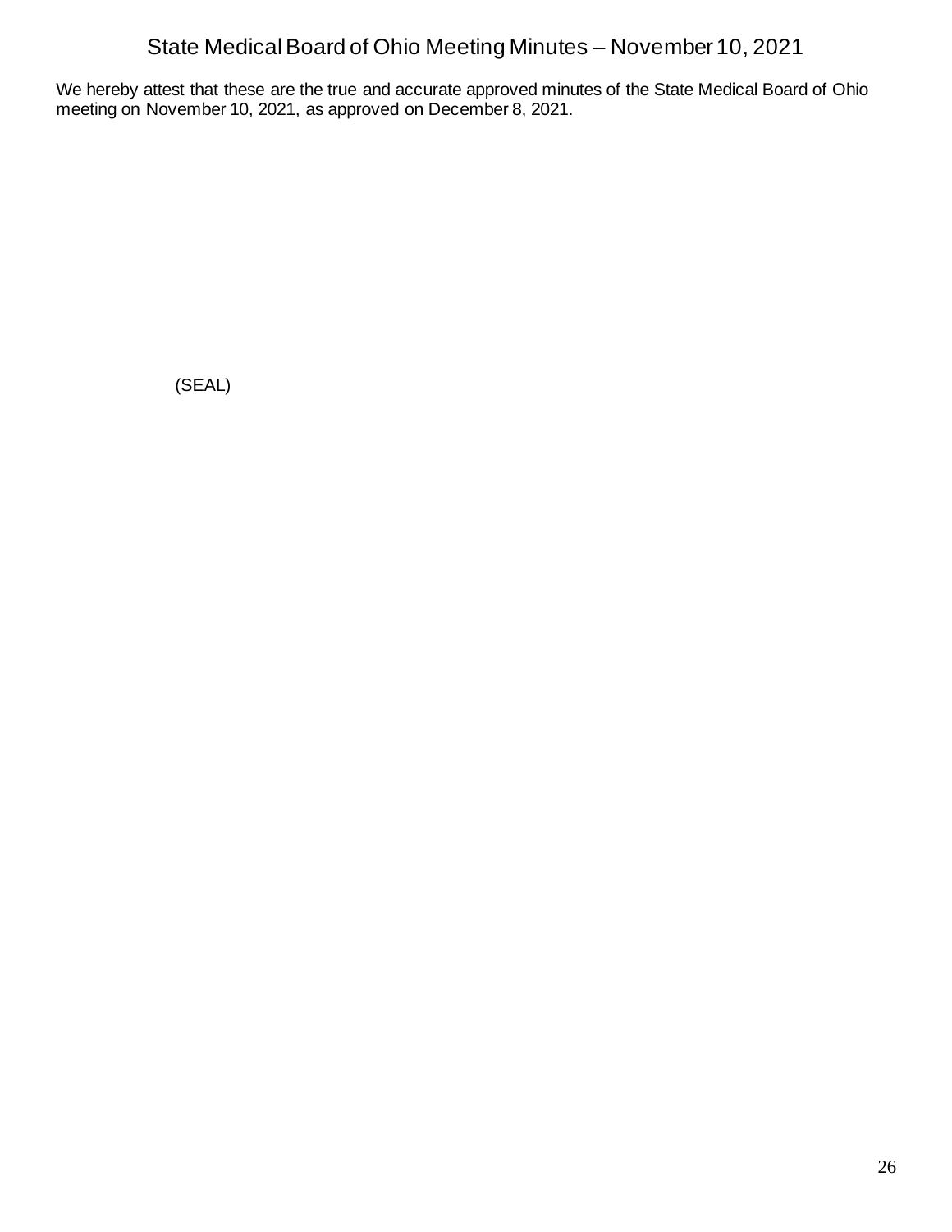We hereby attest that these are the true and accurate approved minutes of the State Medical Board of Ohio meeting on November 10, 2021, as approved on December 8, 2021.

(SEAL)